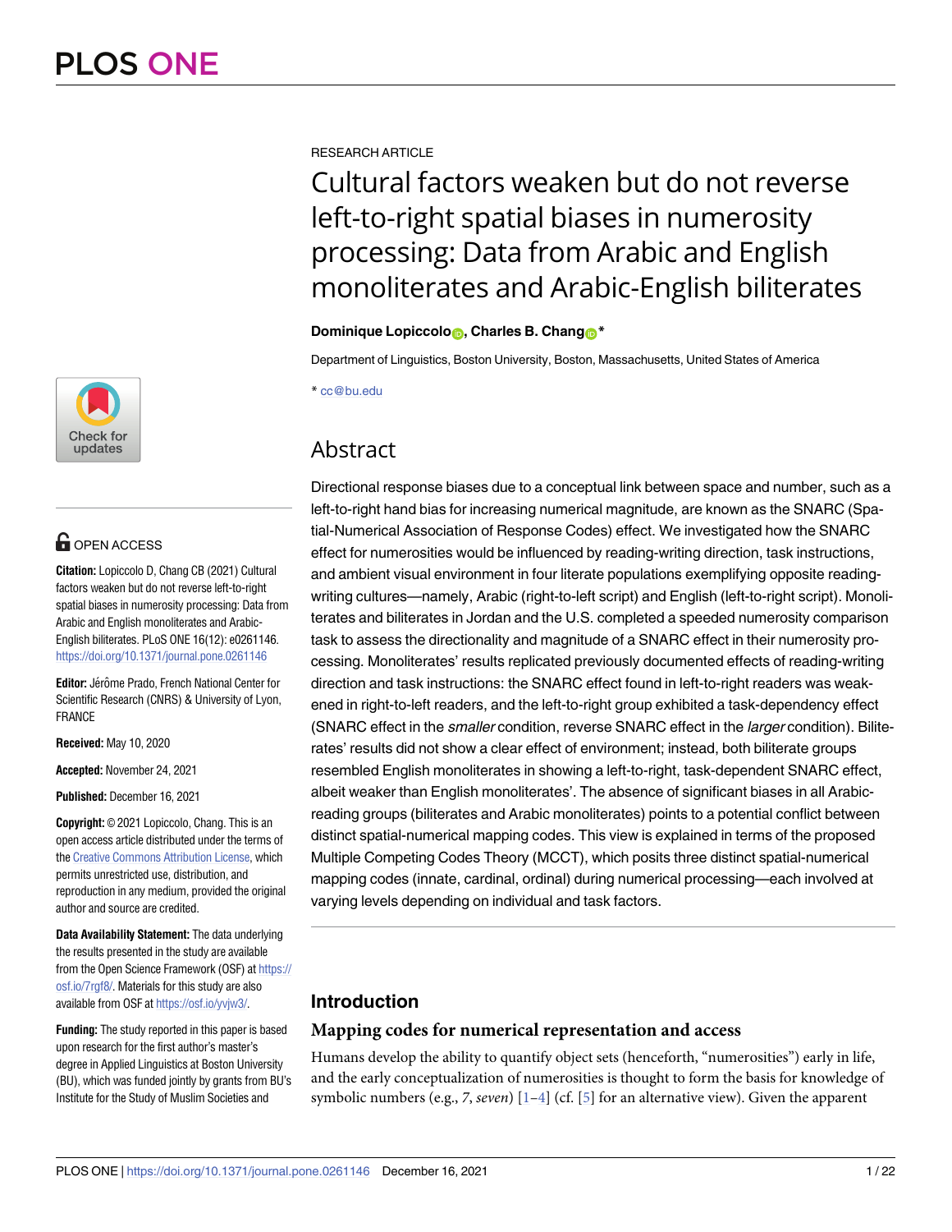RESEARCH ARTICLE

# Cultural factors weaken but do not reverse left-to-right spatial biases in numerosity processing: Data from Arabic and English monoliterates and Arabic-English biliterates

**Dominique Lopiccolo, Charles B. Chang***

Department of Linguistics, Boston University, Boston, Massachusetts, United States of America

* cc@bu.edu

OPEN ACCESS

**Citation:** Lopiccolo D, Chang CB (2021) Cultural factors weaken but do not reverse left-to-right spatial biases in numerosity processing: Data from Arabic and English monoliterates and Arabic-English biliterates. PLoS ONE 16(12): e0261146. https://doi.org/10.1371/journal.pone.0261146

**Editor:** Jérôme Prado, French National Center for Scientific Research (CNRS) & University of Lyon, FRANCE

**Received:** May 10, 2020

**Accepted:** November 24, 2021

**Published:** December 16, 2021

**Copyright:** © 2021 Lopiccolo, Chang. This is an open access article distributed under the terms of the Creative Commons Attribution License, which permits unrestricted use, distribution, and reproduction in any medium, provided the original author and source are credited.

**Data Availability Statement:** The data underlying the results presented in the study are available from the Open Science Framework (OSF) at https://osf.io/7rgf8/. Materials for this study are also available from OSF at https://osf.io/yvjw3/.

**Funding:** The study reported in this paper is based upon research for the first author's master's degree in Applied Linguistics at Boston University (BU), which was funded jointly by grants from BU's Institute for the Study of Muslim Societies and

## Abstract

Directional response biases due to a conceptual link between space and number, such as a left-to-right hand bias for increasing numerical magnitude, are known as the SNARC (Spatial-Numerical Association of Response Codes) effect. We investigated how the SNARC effect for numerosities would be influenced by reading-writing direction, task instructions, and ambient visual environment in four literate populations exemplifying opposite reading-writing cultures—namely, Arabic (right-to-left script) and English (left-to-right script). Monoliterates and biliterates in Jordan and the U.S. completed a speeded numerosity comparison task to assess the directionality and magnitude of a SNARC effect in their numerosity processing. Monoliterates' results replicated previously documented effects of reading-writing direction and task instructions: the SNARC effect found in left-to-right readers was weakened in right-to-left readers, and the left-to-right group exhibited a task-dependency effect (SNARC effect in the *smaller* condition, reverse SNARC effect in the *larger* condition). Biliterates' results did not show a clear effect of environment; instead, both biliterate groups resembled English monoliterates in showing a left-to-right, task-dependent SNARC effect, albeit weaker than English monoliterates'. The absence of significant biases in all Arabic-reading groups (biliterates and Arabic monoliterates) points to a potential conflict between distinct spatial-numerical mapping codes. This view is explained in terms of the proposed Multiple Competing Codes Theory (MCCT), which posits three distinct spatial-numerical mapping codes (innate, cardinal, ordinal) during numerical processing—each involved at varying levels depending on individual and task factors.

## Introduction

### Mapping codes for numerical representation and access

Humans develop the ability to quantify object sets (henceforth, "numerosities") early in life, and the early conceptualization of numerosities is thought to form the basis for knowledge of symbolic numbers (e.g., *7*, *seven*) [1–4] (cf. [5] for an alternative view). Given the apparent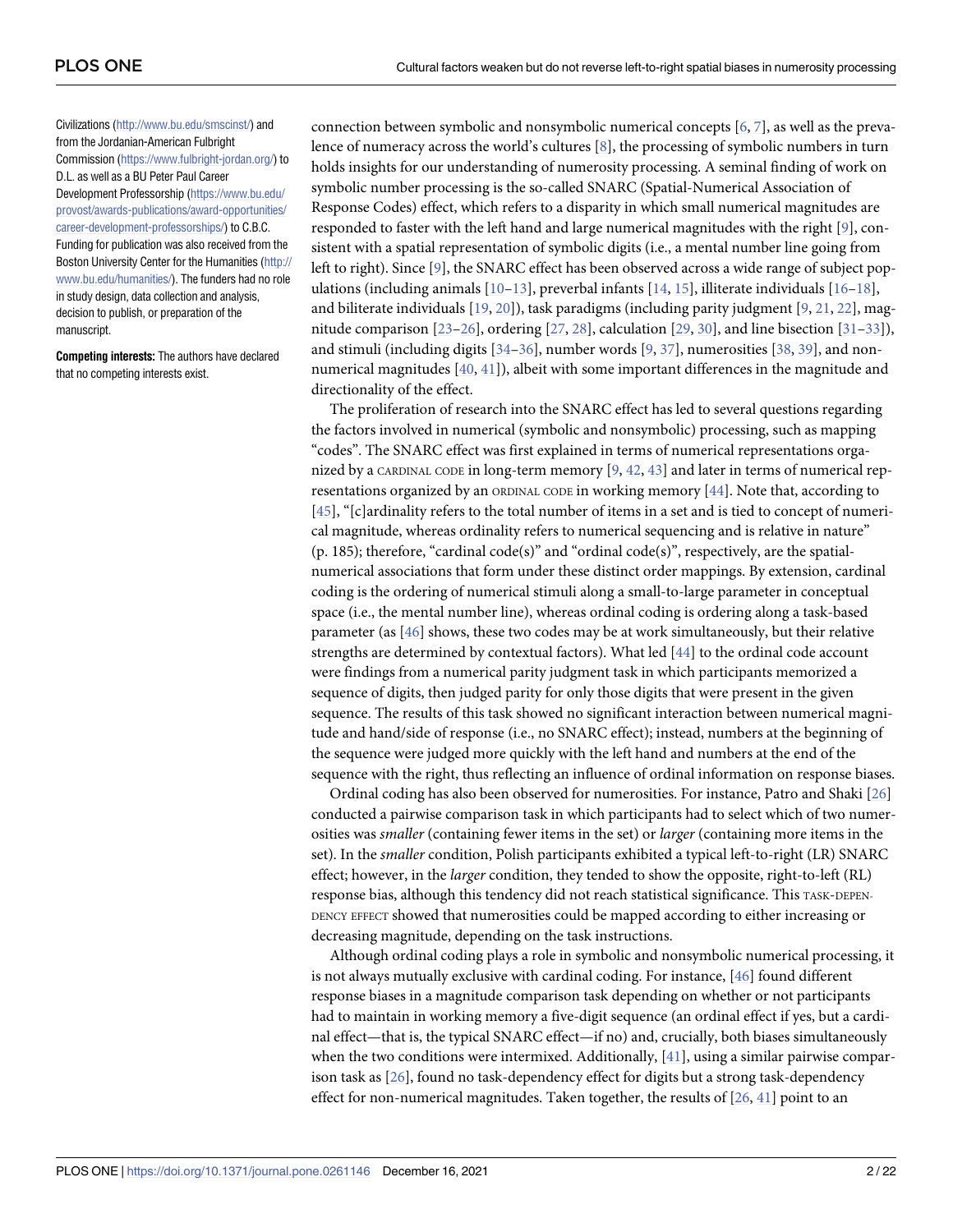Civilizations (http://www.bu.edu/smscinst/) and from the Jordanian-American Fulbright Commission (https://www.fulbright-jordan.org/) to D.L. as well as a BU Peter Paul Career Development Professorship (https://www.bu.edu/provost/awards-publications/award-opportunities/career-development-professorships/) to C.B.C. Funding for publication was also received from the Boston University Center for the Humanities (http://www.bu.edu/humanities/). The funders had no role in study design, data collection and analysis, decision to publish, or preparation of the manuscript.

**Competing interests:** The authors have declared that no competing interests exist.

connection between symbolic and nonsymbolic numerical concepts [6, 7], as well as the prevalence of numeracy across the world's cultures [8], the processing of symbolic numbers in turn holds insights for our understanding of numerosity processing. A seminal finding of work on symbolic number processing is the so-called SNARC (Spatial-Numerical Association of Response Codes) effect, which refers to a disparity in which small numerical magnitudes are responded to faster with the left hand and large numerical magnitudes with the right [9], consistent with a spatial representation of symbolic digits (i.e., a mental number line going from left to right). Since [9], the SNARC effect has been observed across a wide range of subject populations (including animals [10–13], preverbal infants [14, 15], illiterate individuals [16–18], and biliterate individuals [19, 20]), task paradigms (including parity judgment [9, 21, 22], magnitude comparison [23–26], ordering [27, 28], calculation [29, 30], and line bisection [31–33]), and stimuli (including digits [34–36], number words [9, 37], numerosities [38, 39], and non-numerical magnitudes [40, 41]), albeit with some important differences in the magnitude and directionality of the effect.

The proliferation of research into the SNARC effect has led to several questions regarding the factors involved in numerical (symbolic and nonsymbolic) processing, such as mapping "codes". The SNARC effect was first explained in terms of numerical representations organized by a CARDINAL CODE in long-term memory [9, 42, 43] and later in terms of numerical representations organized by an ORDINAL CODE in working memory [44]. Note that, according to [45], "[c]ardinality refers to the total number of items in a set and is tied to concept of numerical magnitude, whereas ordinality refers to numerical sequencing and is relative in nature" (p. 185); therefore, "cardinal code(s)" and "ordinal code(s)", respectively, are the spatial-numerical associations that form under these distinct order mappings. By extension, cardinal coding is the ordering of numerical stimuli along a small-to-large parameter in conceptual space (i.e., the mental number line), whereas ordinal coding is ordering along a task-based parameter (as [46] shows, these two codes may be at work simultaneously, but their relative strengths are determined by contextual factors). What led [44] to the ordinal code account were findings from a numerical parity judgment task in which participants memorized a sequence of digits, then judged parity for only those digits that were present in the given sequence. The results of this task showed no significant interaction between numerical magnitude and hand/side of response (i.e., no SNARC effect); instead, numbers at the beginning of the sequence were judged more quickly with the left hand and numbers at the end of the sequence with the right, thus reflecting an influence of ordinal information on response biases.

Ordinal coding has also been observed for numerosities. For instance, Patro and Shaki [26] conducted a pairwise comparison task in which participants had to select which of two numerosities was *smaller* (containing fewer items in the set) or *larger* (containing more items in the set). In the *smaller* condition, Polish participants exhibited a typical left-to-right (LR) SNARC effect; however, in the *larger* condition, they tended to show the opposite, right-to-left (RL) response bias, although this tendency did not reach statistical significance. This TASK-DEPENDENCY EFFECT showed that numerosities could be mapped according to either increasing or decreasing magnitude, depending on the task instructions.

Although ordinal coding plays a role in symbolic and nonsymbolic numerical processing, it is not always mutually exclusive with cardinal coding. For instance, [46] found different response biases in a magnitude comparison task depending on whether or not participants had to maintain in working memory a five-digit sequence (an ordinal effect if yes, but a cardinal effect—that is, the typical SNARC effect—if no) and, crucially, both biases simultaneously when the two conditions were intermixed. Additionally, [41], using a similar pairwise comparison task as [26], found no task-dependency effect for digits but a strong task-dependency effect for non-numerical magnitudes. Taken together, the results of [26, 41] point to an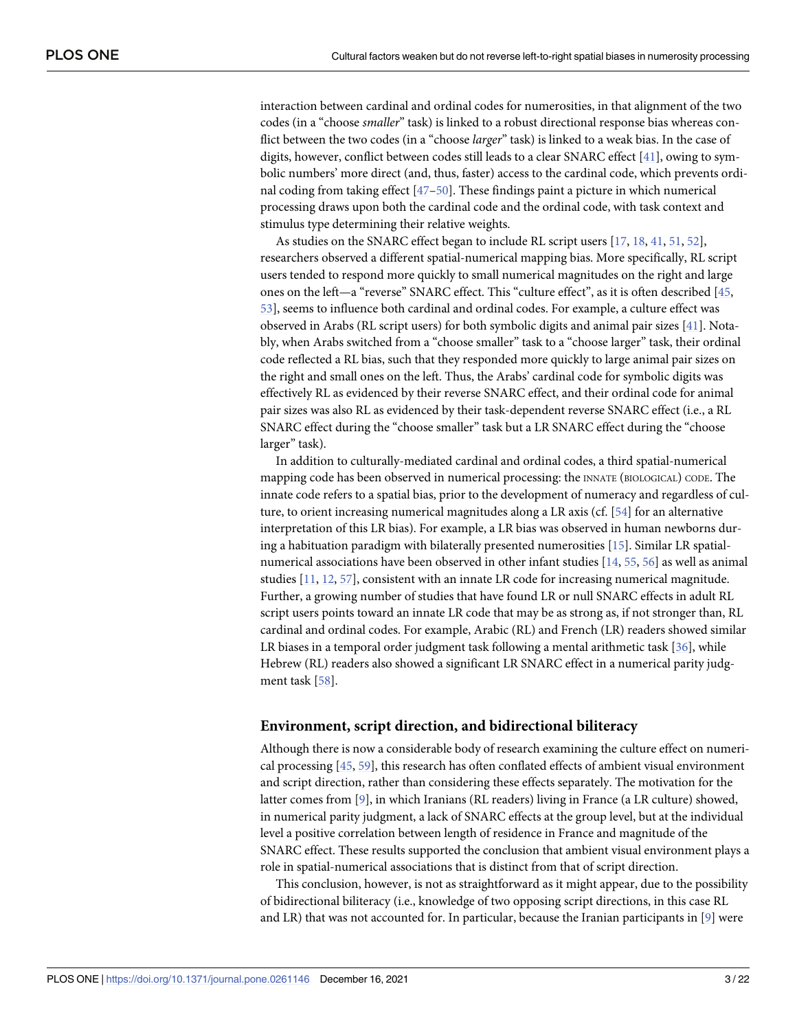interaction between cardinal and ordinal codes for numerosities, in that alignment of the two codes (in a "choose *smaller*" task) is linked to a robust directional response bias whereas conflict between the two codes (in a "choose *larger*" task) is linked to a weak bias. In the case of digits, however, conflict between codes still leads to a clear SNARC effect [41], owing to symbolic numbers' more direct (and, thus, faster) access to the cardinal code, which prevents ordinal coding from taking effect [47–50]. These findings paint a picture in which numerical processing draws upon both the cardinal code and the ordinal code, with task context and stimulus type determining their relative weights.

As studies on the SNARC effect began to include RL script users [17, 18, 41, 51, 52], researchers observed a different spatial-numerical mapping bias. More specifically, RL script users tended to respond more quickly to small numerical magnitudes on the right and large ones on the left—a "reverse" SNARC effect. This "culture effect", as it is often described [45, 53], seems to influence both cardinal and ordinal codes. For example, a culture effect was observed in Arabs (RL script users) for both symbolic digits and animal pair sizes [41]. Notably, when Arabs switched from a "choose smaller" task to a "choose larger" task, their ordinal code reflected a RL bias, such that they responded more quickly to large animal pair sizes on the right and small ones on the left. Thus, the Arabs' cardinal code for symbolic digits was effectively RL as evidenced by their reverse SNARC effect, and their ordinal code for animal pair sizes was also RL as evidenced by their task-dependent reverse SNARC effect (i.e., a RL SNARC effect during the "choose smaller" task but a LR SNARC effect during the "choose larger" task).

In addition to culturally-mediated cardinal and ordinal codes, a third spatial-numerical mapping code has been observed in numerical processing: the INNATE (BIOLOGICAL) CODE. The innate code refers to a spatial bias, prior to the development of numeracy and regardless of culture, to orient increasing numerical magnitudes along a LR axis (cf. [54] for an alternative interpretation of this LR bias). For example, a LR bias was observed in human newborns during a habituation paradigm with bilaterally presented numerosities [15]. Similar LR spatial-numerical associations have been observed in other infant studies [14, 55, 56] as well as animal studies [11, 12, 57], consistent with an innate LR code for increasing numerical magnitude. Further, a growing number of studies that have found LR or null SNARC effects in adult RL script users points toward an innate LR code that may be as strong as, if not stronger than, RL cardinal and ordinal codes. For example, Arabic (RL) and French (LR) readers showed similar LR biases in a temporal order judgment task following a mental arithmetic task [36], while Hebrew (RL) readers also showed a significant LR SNARC effect in a numerical parity judgment task [58].

## Environment, script direction, and bidirectional biliteracy

Although there is now a considerable body of research examining the culture effect on numerical processing [45, 59], this research has often conflated effects of ambient visual environment and script direction, rather than considering these effects separately. The motivation for the latter comes from [9], in which Iranians (RL readers) living in France (a LR culture) showed, in numerical parity judgment, a lack of SNARC effects at the group level, but at the individual level a positive correlation between length of residence in France and magnitude of the SNARC effect. These results supported the conclusion that ambient visual environment plays a role in spatial-numerical associations that is distinct from that of script direction.

This conclusion, however, is not as straightforward as it might appear, due to the possibility of bidirectional biliteracy (i.e., knowledge of two opposing script directions, in this case RL and LR) that was not accounted for. In particular, because the Iranian participants in [9] were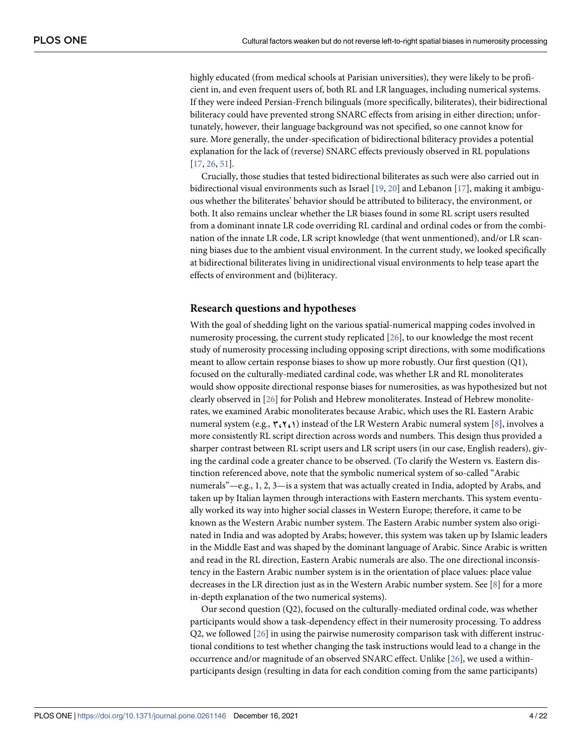highly educated (from medical schools at Parisian universities), they were likely to be proficient in, and even frequent users of, both RL and LR languages, including numerical systems. If they were indeed Persian-French bilinguals (more specifically, biliterates), their bidirectional biliteracy could have prevented strong SNARC effects from arising in either direction; unfortunately, however, their language background was not specified, so one cannot know for sure. More generally, the under-specification of bidirectional biliteracy provides a potential explanation for the lack of (reverse) SNARC effects previously observed in RL populations [17, 26, 51].

Crucially, those studies that tested bidirectional biliterates as such were also carried out in bidirectional visual environments such as Israel [19, 20] and Lebanon [17], making it ambiguous whether the biliterates' behavior should be attributed to biliteracy, the environment, or both. It also remains unclear whether the LR biases found in some RL script users resulted from a dominant innate LR code overriding RL cardinal and ordinal codes or from the combination of the innate LR code, LR script knowledge (that went unmentioned), and/or LR scanning biases due to the ambient visual environment. In the current study, we looked specifically at bidirectional biliterates living in unidirectional visual environments to help tease apart the effects of environment and (bi)literacy.

## Research questions and hypotheses

With the goal of shedding light on the various spatial-numerical mapping codes involved in numerosity processing, the current study replicated [26], to our knowledge the most recent study of numerosity processing including opposing script directions, with some modifications meant to allow certain response biases to show up more robustly. Our first question (Q1), focused on the culturally-mediated cardinal code, was whether LR and RL monoliterates would show opposite directional response biases for numerosities, as was hypothesized but not clearly observed in [26] for Polish and Hebrew monoliterates. Instead of Hebrew monoliterates, we examined Arabic monoliterates because Arabic, which uses the RL Eastern Arabic numeral system (e.g., ٣،٢،١) instead of the LR Western Arabic numeral system [8], involves a more consistently RL script direction across words and numbers. This design thus provided a sharper contrast between RL script users and LR script users (in our case, English readers), giving the cardinal code a greater chance to be observed. (To clarify the Western vs. Eastern distinction referenced above, note that the symbolic numerical system of so-called "Arabic numerals"—e.g., 1, 2, 3—is a system that was actually created in India, adopted by Arabs, and taken up by Italian laymen through interactions with Eastern merchants. This system eventually worked its way into higher social classes in Western Europe; therefore, it came to be known as the Western Arabic number system. The Eastern Arabic number system also originated in India and was adopted by Arabs; however, this system was taken up by Islamic leaders in the Middle East and was shaped by the dominant language of Arabic. Since Arabic is written and read in the RL direction, Eastern Arabic numerals are also. The one directional inconsistency in the Eastern Arabic number system is in the orientation of place values: place value decreases in the LR direction just as in the Western Arabic number system. See [8] for a more in-depth explanation of the two numerical systems).

Our second question (Q2), focused on the culturally-mediated ordinal code, was whether participants would show a task-dependency effect in their numerosity processing. To address Q2, we followed [26] in using the pairwise numerosity comparison task with different instructional conditions to test whether changing the task instructions would lead to a change in the occurrence and/or magnitude of an observed SNARC effect. Unlike [26], we used a within-participants design (resulting in data for each condition coming from the same participants)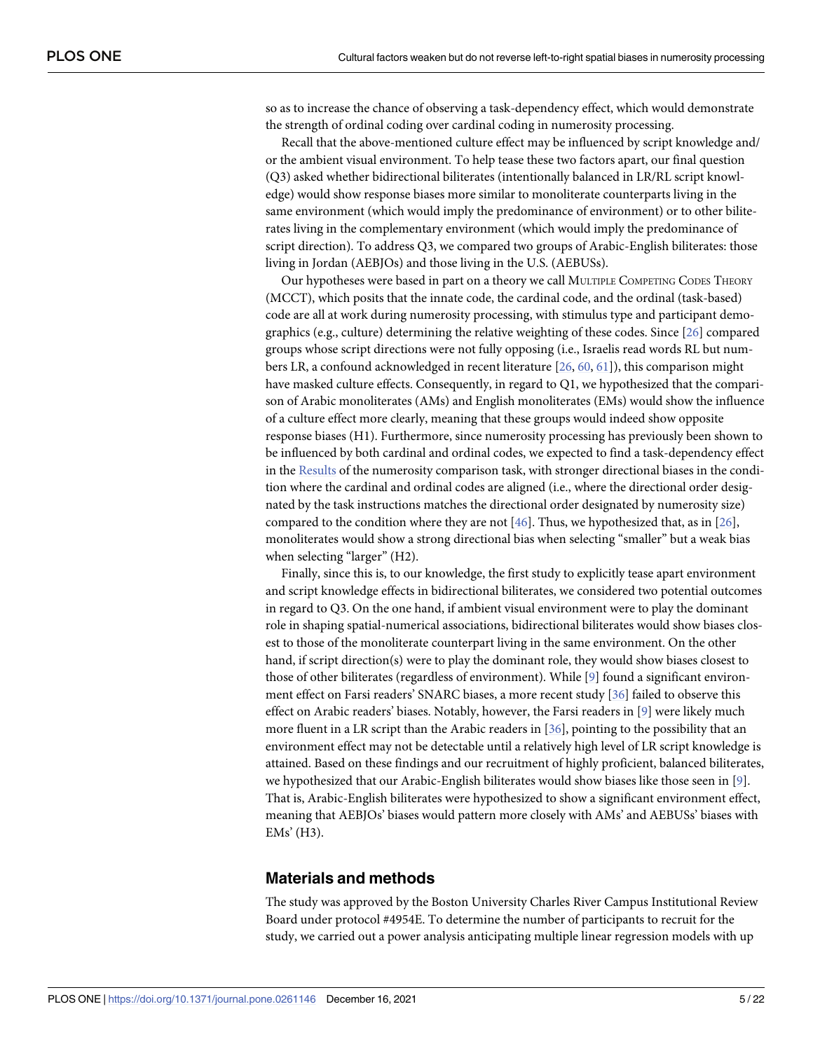so as to increase the chance of observing a task-dependency effect, which would demonstrate the strength of ordinal coding over cardinal coding in numerosity processing.

Recall that the above-mentioned culture effect may be influenced by script knowledge and/or the ambient visual environment. To help tease these two factors apart, our final question (Q3) asked whether bidirectional biliterates (intentionally balanced in LR/RL script knowledge) would show response biases more similar to monoliterate counterparts living in the same environment (which would imply the predominance of environment) or to other biliterates living in the complementary environment (which would imply the predominance of script direction). To address Q3, we compared two groups of Arabic-English biliterates: those living in Jordan (AEBJOs) and those living in the U.S. (AEBUSs).

Our hypotheses were based in part on a theory we call Multiple Competing Codes Theory (MCCT), which posits that the innate code, the cardinal code, and the ordinal (task-based) code are all at work during numerosity processing, with stimulus type and participant demographics (e.g., culture) determining the relative weighting of these codes. Since [26] compared groups whose script directions were not fully opposing (i.e., Israelis read words RL but numbers LR, a confound acknowledged in recent literature [26, 60, 61]), this comparison might have masked culture effects. Consequently, in regard to Q1, we hypothesized that the comparison of Arabic monoliterates (AMs) and English monoliterates (EMs) would show the influence of a culture effect more clearly, meaning that these groups would indeed show opposite response biases (H1). Furthermore, since numerosity processing has previously been shown to be influenced by both cardinal and ordinal codes, we expected to find a task-dependency effect in the Results of the numerosity comparison task, with stronger directional biases in the condition where the cardinal and ordinal codes are aligned (i.e., where the directional order designated by the task instructions matches the directional order designated by numerosity size) compared to the condition where they are not [46]. Thus, we hypothesized that, as in [26], monoliterates would show a strong directional bias when selecting "smaller" but a weak bias when selecting "larger" (H2).

Finally, since this is, to our knowledge, the first study to explicitly tease apart environment and script knowledge effects in bidirectional biliterates, we considered two potential outcomes in regard to Q3. On the one hand, if ambient visual environment were to play the dominant role in shaping spatial-numerical associations, bidirectional biliterates would show biases closest to those of the monoliterate counterpart living in the same environment. On the other hand, if script direction(s) were to play the dominant role, they would show biases closest to those of other biliterates (regardless of environment). While [9] found a significant environment effect on Farsi readers' SNARC biases, a more recent study [36] failed to observe this effect on Arabic readers' biases. Notably, however, the Farsi readers in [9] were likely much more fluent in a LR script than the Arabic readers in [36], pointing to the possibility that an environment effect may not be detectable until a relatively high level of LR script knowledge is attained. Based on these findings and our recruitment of highly proficient, balanced biliterates, we hypothesized that our Arabic-English biliterates would show biases like those seen in [9]. That is, Arabic-English biliterates were hypothesized to show a significant environment effect, meaning that AEBJOs' biases would pattern more closely with AMs' and AEBUSs' biases with EMs' (H3).

## Materials and methods

The study was approved by the Boston University Charles River Campus Institutional Review Board under protocol #4954E. To determine the number of participants to recruit for the study, we carried out a power analysis anticipating multiple linear regression models with up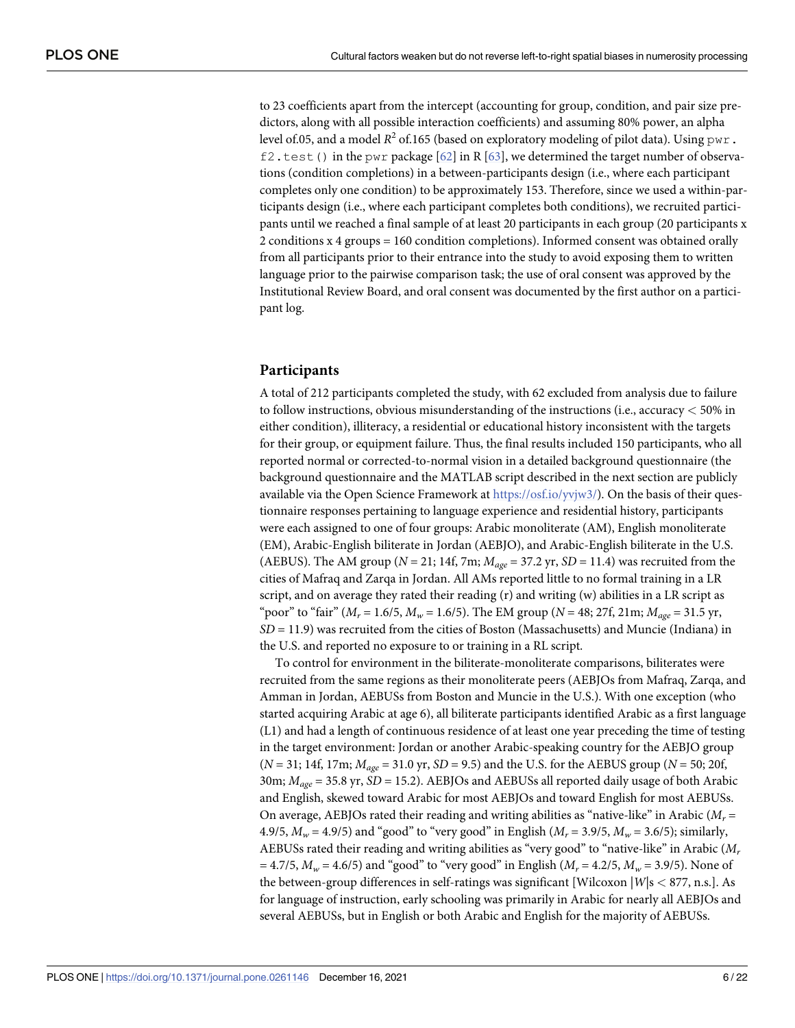to 23 coefficients apart from the intercept (accounting for group, condition, and pair size predictors, along with all possible interaction coefficients) and assuming 80% power, an alpha level of.05, and a model $R^2$ of.165 (based on exploratory modeling of pilot data). Using `pwr.f2.test()` in the `pwr` package [62] in R [63], we determined the target number of observations (condition completions) in a between-participants design (i.e., where each participant completes only one condition) to be approximately 153. Therefore, since we used a within-participants design (i.e., where each participant completes both conditions), we recruited participants until we reached a final sample of at least 20 participants in each group (20 participants x 2 conditions x 4 groups = 160 condition completions). Informed consent was obtained orally from all participants prior to their entrance into the study to avoid exposing them to written language prior to the pairwise comparison task; the use of oral consent was approved by the Institutional Review Board, and oral consent was documented by the first author on a participant log.

## Participants

A total of 212 participants completed the study, with 62 excluded from analysis due to failure to follow instructions, obvious misunderstanding of the instructions (i.e., accuracy < 50% in either condition), illiteracy, a residential or educational history inconsistent with the targets for their group, or equipment failure. Thus, the final results included 150 participants, who all reported normal or corrected-to-normal vision in a detailed background questionnaire (the background questionnaire and the MATLAB script described in the next section are publicly available via the Open Science Framework at https://osf.io/yvjw3/). On the basis of their questionnaire responses pertaining to language experience and residential history, participants were each assigned to one of four groups: Arabic monoliterate (AM), English monoliterate (EM), Arabic-English biliterate in Jordan (AEBJO), and Arabic-English biliterate in the U.S. (AEBUS). The AM group ($N$ = 21; 14f, 7m; $M_{age}$ = 37.2 yr, $SD$ = 11.4) was recruited from the cities of Mafraq and Zarqa in Jordan. All AMs reported little to no formal training in a LR script, and on average they rated their reading (r) and writing (w) abilities in a LR script as "poor" to "fair" ($M_r$ = 1.6/5, $M_w$ = 1.6/5). The EM group ($N$ = 48; 27f, 21m; $M_{age}$ = 31.5 yr, $SD$ = 11.9) was recruited from the cities of Boston (Massachusetts) and Muncie (Indiana) in the U.S. and reported no exposure to or training in a RL script.

To control for environment in the biliterate-monoliterate comparisons, biliterates were recruited from the same regions as their monoliterate peers (AEBJOs from Mafraq, Zarqa, and Amman in Jordan, AEBUSs from Boston and Muncie in the U.S.). With one exception (who started acquiring Arabic at age 6), all biliterate participants identified Arabic as a first language (L1) and had a length of continuous residence of at least one year preceding the time of testing in the target environment: Jordan or another Arabic-speaking country for the AEBJO group ($N$ = 31; 14f, 17m; $M_{age}$ = 31.0 yr, $SD$ = 9.5) and the U.S. for the AEBUS group ($N$ = 50; 20f, 30m; $M_{age}$ = 35.8 yr, $SD$ = 15.2). AEBJOs and AEBUSs all reported daily usage of both Arabic and English, skewed toward Arabic for most AEBJOs and toward English for most AEBUSs. On average, AEBJOs rated their reading and writing abilities as "native-like" in Arabic ($M_r$ = 4.9/5, $M_w$ = 4.9/5) and "good" to "very good" in English ($M_r$ = 3.9/5, $M_w$ = 3.6/5); similarly, AEBUSs rated their reading and writing abilities as "very good" to "native-like" in Arabic ($M_r$ = 4.7/5, $M_w$ = 4.6/5) and "good" to "very good" in English ($M_r$ = 4.2/5, $M_w$ = 3.9/5). None of the between-group differences in self-ratings was significant [Wilcoxon $|W|$s < 877, n.s.]. As for language of instruction, early schooling was primarily in Arabic for nearly all AEBJOs and several AEBUSs, but in English or both Arabic and English for the majority of AEBUSs.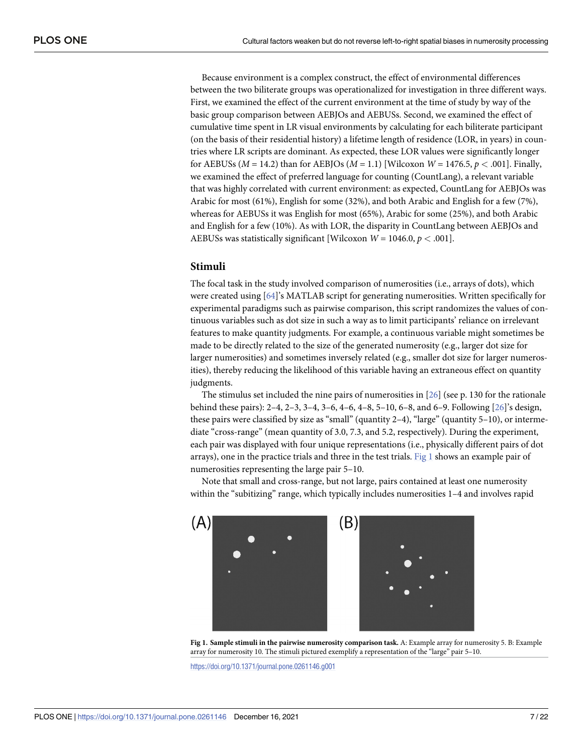Because environment is a complex construct, the effect of environmental differences between the two biliterate groups was operationalized for investigation in three different ways. First, we examined the effect of the current environment at the time of study by way of the basic group comparison between AEBJOs and AEBUSs. Second, we examined the effect of cumulative time spent in LR visual environments by calculating for each biliterate participant (on the basis of their residential history) a lifetime length of residence (LOR, in years) in countries where LR scripts are dominant. As expected, these LOR values were significantly longer for AEBUSs ($M = 14.2$) than for AEBJOs ($M = 1.1$) [Wilcoxon $W = 1476.5$, $p < .001$]. Finally, we examined the effect of preferred language for counting (CountLang), a relevant variable that was highly correlated with current environment: as expected, CountLang for AEBJOs was Arabic for most (61%), English for some (32%), and both Arabic and English for a few (7%), whereas for AEBUSs it was English for most (65%), Arabic for some (25%), and both Arabic and English for a few (10%). As with LOR, the disparity in CountLang between AEBJOs and AEBUSs was statistically significant [Wilcoxon $W = 1046.0$, $p < .001$].

## Stimuli

The focal task in the study involved comparison of numerosities (i.e., arrays of dots), which were created using [64]'s MATLAB script for generating numerosities. Written specifically for experimental paradigms such as pairwise comparison, this script randomizes the values of continuous variables such as dot size in such a way as to limit participants' reliance on irrelevant features to make quantity judgments. For example, a continuous variable might sometimes be made to be directly related to the size of the generated numerosity (e.g., larger dot size for larger numerosities) and sometimes inversely related (e.g., smaller dot size for larger numerosities), thereby reducing the likelihood of this variable having an extraneous effect on quantity judgments.

The stimulus set included the nine pairs of numerosities in [26] (see p. 130 for the rationale behind these pairs): 2–4, 2–3, 3–4, 3–6, 4–6, 4–8, 5–10, 6–8, and 6–9. Following [26]'s design, these pairs were classified by size as "small" (quantity 2–4), "large" (quantity 5–10), or intermediate "cross-range" (mean quantity of 3.0, 7.3, and 5.2, respectively). During the experiment, each pair was displayed with four unique representations (i.e., physically different pairs of dot arrays), one in the practice trials and three in the test trials. Fig 1 shows an example pair of numerosities representing the large pair 5–10.

Note that small and cross-range, but not large, pairs contained at least one numerosity within the "subitizing" range, which typically includes numerosities 1–4 and involves rapid

**Fig 1. Sample stimuli in the pairwise numerosity comparison task.** A: Example array for numerosity 5. B: Example array for numerosity 10. The stimuli pictured exemplify a representation of the "large" pair 5–10.

https://doi.org/10.1371/journal.pone.0261146.g001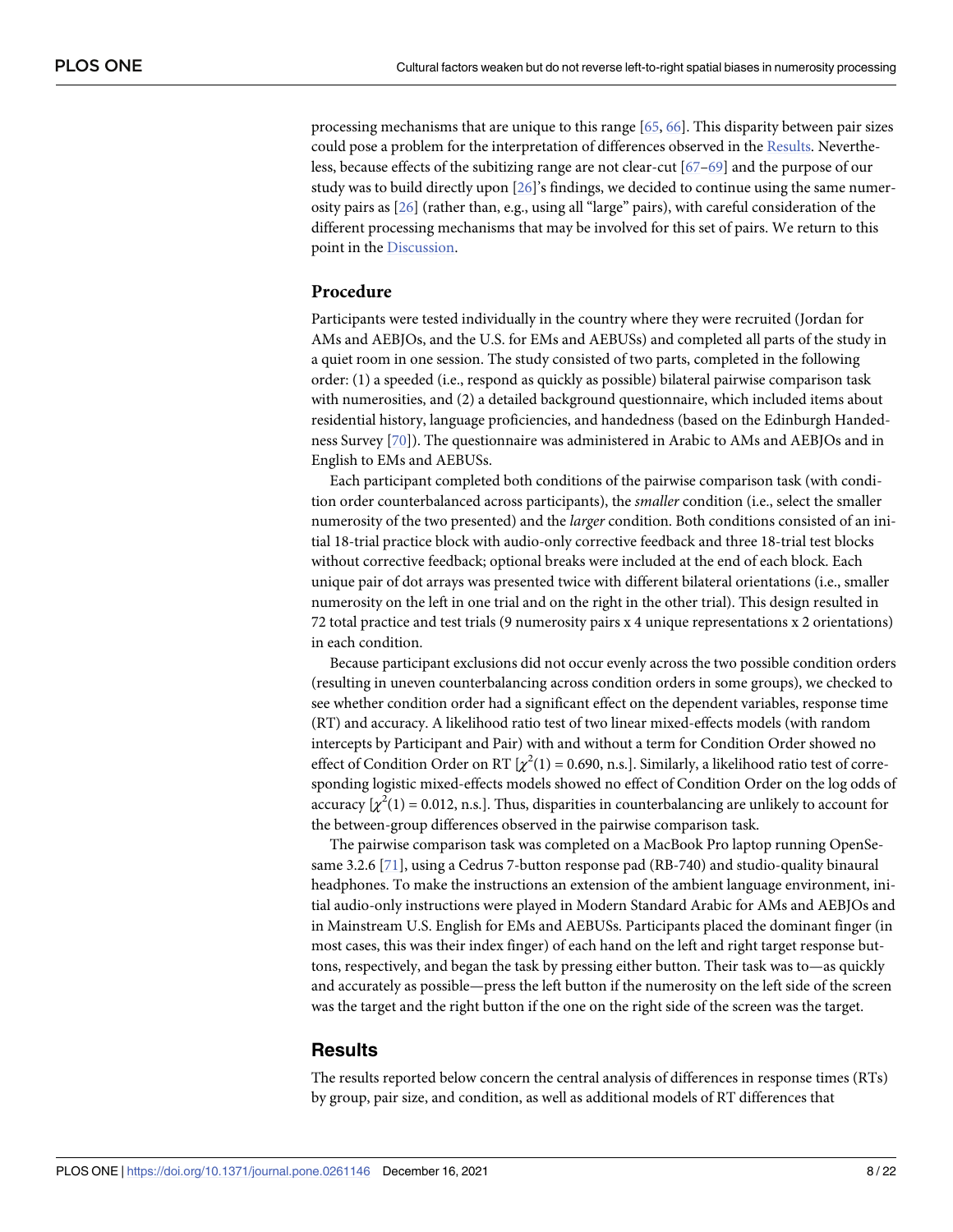processing mechanisms that are unique to this range [65, 66]. This disparity between pair sizes could pose a problem for the interpretation of differences observed in the Results. Nevertheless, because effects of the subitizing range are not clear-cut [67–69] and the purpose of our study was to build directly upon [26]'s findings, we decided to continue using the same numerosity pairs as [26] (rather than, e.g., using all "large" pairs), with careful consideration of the different processing mechanisms that may be involved for this set of pairs. We return to this point in the Discussion.

## Procedure

Participants were tested individually in the country where they were recruited (Jordan for AMs and AEBJOs, and the U.S. for EMs and AEBUSs) and completed all parts of the study in a quiet room in one session. The study consisted of two parts, completed in the following order: (1) a speeded (i.e., respond as quickly as possible) bilateral pairwise comparison task with numerosities, and (2) a detailed background questionnaire, which included items about residential history, language proficiencies, and handedness (based on the Edinburgh Handedness Survey [70]). The questionnaire was administered in Arabic to AMs and AEBJOs and in English to EMs and AEBUSs.

Each participant completed both conditions of the pairwise comparison task (with condition order counterbalanced across participants), the *smaller* condition (i.e., select the smaller numerosity of the two presented) and the *larger* condition. Both conditions consisted of an initial 18-trial practice block with audio-only corrective feedback and three 18-trial test blocks without corrective feedback; optional breaks were included at the end of each block. Each unique pair of dot arrays was presented twice with different bilateral orientations (i.e., smaller numerosity on the left in one trial and on the right in the other trial). This design resulted in 72 total practice and test trials (9 numerosity pairs x 4 unique representations x 2 orientations) in each condition.

Because participant exclusions did not occur evenly across the two possible condition orders (resulting in uneven counterbalancing across condition orders in some groups), we checked to see whether condition order had a significant effect on the dependent variables, response time (RT) and accuracy. A likelihood ratio test of two linear mixed-effects models (with random intercepts by Participant and Pair) with and without a term for Condition Order showed no effect of Condition Order on RT [$\chi^2(1) = 0.690$, n.s.]. Similarly, a likelihood ratio test of corresponding logistic mixed-effects models showed no effect of Condition Order on the log odds of accuracy [$\chi^2(1) = 0.012$, n.s.]. Thus, disparities in counterbalancing are unlikely to account for the between-group differences observed in the pairwise comparison task.

The pairwise comparison task was completed on a MacBook Pro laptop running OpenSesame 3.2.6 [71], using a Cedrus 7-button response pad (RB-740) and studio-quality binaural headphones. To make the instructions an extension of the ambient language environment, initial audio-only instructions were played in Modern Standard Arabic for AMs and AEBJOs and in Mainstream U.S. English for EMs and AEBUSs. Participants placed the dominant finger (in most cases, this was their index finger) of each hand on the left and right target response buttons, respectively, and began the task by pressing either button. Their task was to—as quickly and accurately as possible—press the left button if the numerosity on the left side of the screen was the target and the right button if the one on the right side of the screen was the target.

## Results

The results reported below concern the central analysis of differences in response times (RTs) by group, pair size, and condition, as well as additional models of RT differences that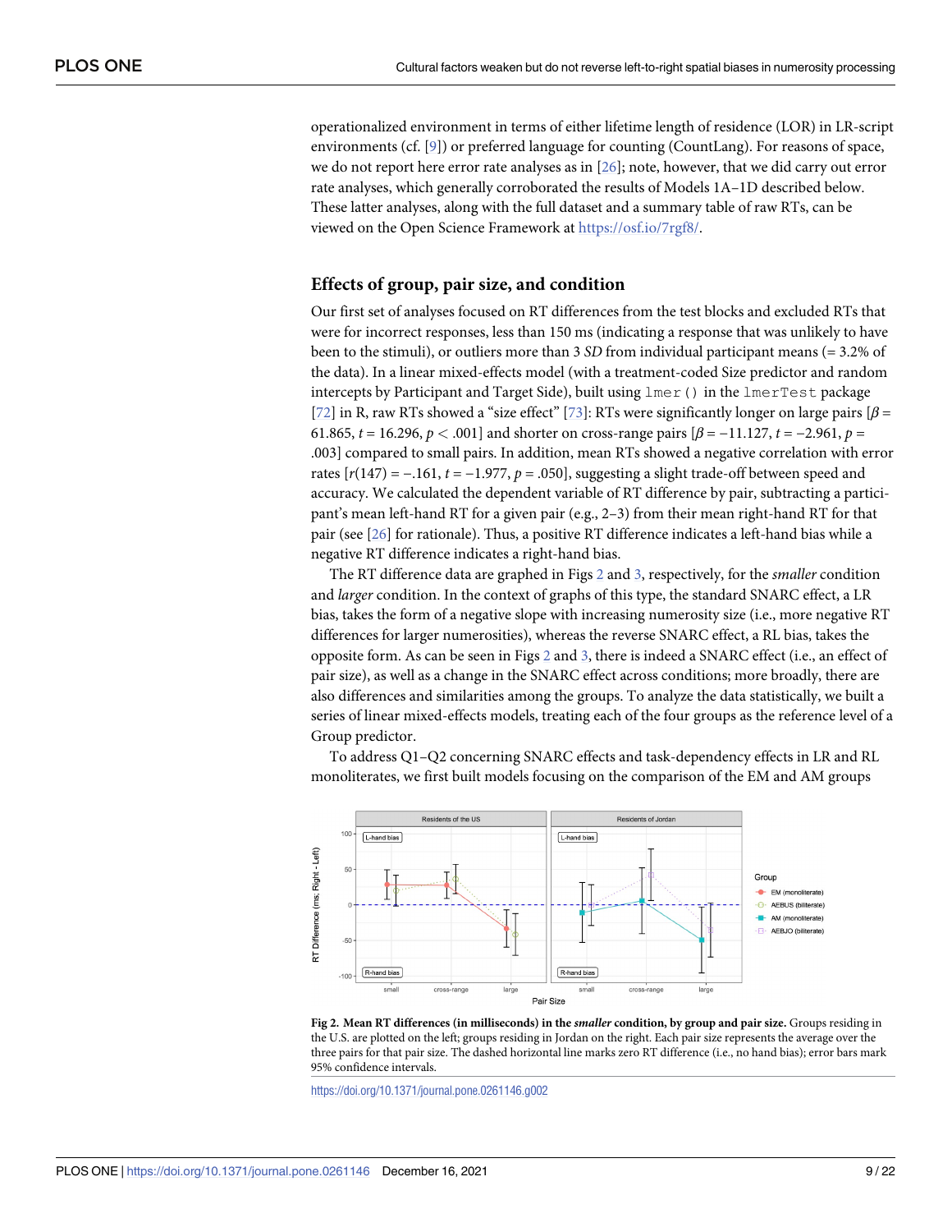operationalized environment in terms of either lifetime length of residence (LOR) in LR-script environments (cf. [9]) or preferred language for counting (CountLang). For reasons of space, we do not report here error rate analyses as in [26]; note, however, that we did carry out error rate analyses, which generally corroborated the results of Models 1A–1D described below. These latter analyses, along with the full dataset and a summary table of raw RTs, can be viewed on the Open Science Framework at https://osf.io/7rgf8/.

## Effects of group, pair size, and condition

Our first set of analyses focused on RT differences from the test blocks and excluded RTs that were for incorrect responses, less than 150 ms (indicating a response that was unlikely to have been to the stimuli), or outliers more than 3 *SD* from individual participant means (= 3.2% of the data). In a linear mixed-effects model (with a treatment-coded Size predictor and random intercepts by Participant and Target Side), built using `lmer()` in the `lmerTest` package [72] in R, raw RTs showed a "size effect" [73]: RTs were significantly longer on large pairs [$\beta$ = 61.865, $t$ = 16.296, $p < .001$] and shorter on cross-range pairs [$\beta$ = −11.127, $t$ = −2.961, $p$ = .003] compared to small pairs. In addition, mean RTs showed a negative correlation with error rates [$r(147)$ = −.161, $t$ = −1.977, $p$ = .050], suggesting a slight trade-off between speed and accuracy. We calculated the dependent variable of RT difference by pair, subtracting a participant's mean left-hand RT for a given pair (e.g., 2–3) from their mean right-hand RT for that pair (see [26] for rationale). Thus, a positive RT difference indicates a left-hand bias while a negative RT difference indicates a right-hand bias.

The RT difference data are graphed in Figs 2 and 3, respectively, for the *smaller* condition and *larger* condition. In the context of graphs of this type, the standard SNARC effect, a LR bias, takes the form of a negative slope with increasing numerosity size (i.e., more negative RT differences for larger numerosities), whereas the reverse SNARC effect, a RL bias, takes the opposite form. As can be seen in Figs 2 and 3, there is indeed a SNARC effect (i.e., an effect of pair size), as well as a change in the SNARC effect across conditions; more broadly, there are also differences and similarities among the groups. To analyze the data statistically, we built a series of linear mixed-effects models, treating each of the four groups as the reference level of a Group predictor.

To address Q1–Q2 concerning SNARC effects and task-dependency effects in LR and RL monoliterates, we first built models focusing on the comparison of the EM and AM groups

**Fig 2. Mean RT differences (in milliseconds) in the *smaller* condition, by group and pair size.** Groups residing in the U.S. are plotted on the left; groups residing in Jordan on the right. Each pair size represents the average over the three pairs for that pair size. The dashed horizontal line marks zero RT difference (i.e., no hand bias); error bars mark 95% confidence intervals.

https://doi.org/10.1371/journal.pone.0261146.g002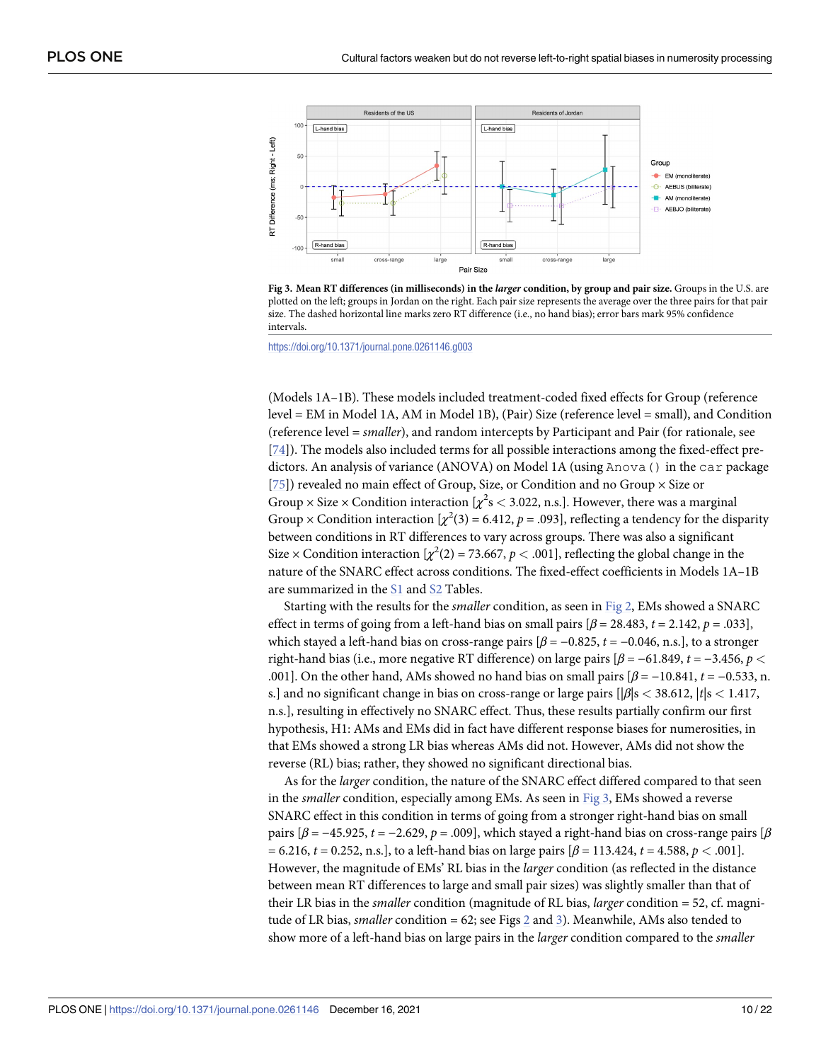**Fig 3. Mean RT differences (in milliseconds) in the *larger* condition, by group and pair size.** Groups in the U.S. are plotted on the left; groups in Jordan on the right. Each pair size represents the average over the three pairs for that pair size. The dashed horizontal line marks zero RT difference (i.e., no hand bias); error bars mark 95% confidence intervals.

https://doi.org/10.1371/journal.pone.0261146.g003

(Models 1A–1B). These models included treatment-coded fixed effects for Group (reference level = EM in Model 1A, AM in Model 1B), (Pair) Size (reference level = small), and Condition (reference level = *smaller*), and random intercepts by Participant and Pair (for rationale, see [74]). The models also included terms for all possible interactions among the fixed-effect predictors. An analysis of variance (ANOVA) on Model 1A (using `Anova()` in the `car` package [75]) revealed no main effect of Group, Size, or Condition and no Group × Size or Group × Size × Condition interaction [$\chi^2$s < 3.022, n.s.]. However, there was a marginal Group × Condition interaction [$\chi^2(3) = 6.412$, $p = .093$], reflecting a tendency for the disparity between conditions in RT differences to vary across groups. There was also a significant Size × Condition interaction [$\chi^2(2) = 73.667$, $p < .001$], reflecting the global change in the nature of the SNARC effect across conditions. The fixed-effect coefficients in Models 1A–1B are summarized in the S1 and S2 Tables.

Starting with the results for the *smaller* condition, as seen in Fig 2, EMs showed a SNARC effect in terms of going from a left-hand bias on small pairs [$\beta = 28.483$, $t = 2.142$, $p = .033$], which stayed a left-hand bias on cross-range pairs [$\beta = -0.825$, $t = -0.046$, n.s.], to a stronger right-hand bias (i.e., more negative RT difference) on large pairs [$\beta = -61.849$, $t = -3.456$, $p < .001$]. On the other hand, AMs showed no hand bias on small pairs [$\beta = -10.841$, $t = -0.533$, n.s.] and no significant change in bias on cross-range or large pairs [$|\beta|$s < 38.612, $|t|$s < 1.417, n.s.], resulting in effectively no SNARC effect. Thus, these results partially confirm our first hypothesis, H1: AMs and EMs did in fact have different response biases for numerosities, in that EMs showed a strong LR bias whereas AMs did not. However, AMs did not show the reverse (RL) bias; rather, they showed no significant directional bias.

As for the *larger* condition, the nature of the SNARC effect differed compared to that seen in the *smaller* condition, especially among EMs. As seen in Fig 3, EMs showed a reverse SNARC effect in this condition in terms of going from a stronger right-hand bias on small pairs [$\beta = -45.925$, $t = -2.629$, $p = .009$], which stayed a right-hand bias on cross-range pairs [$\beta = 6.216$, $t = 0.252$, n.s.], to a left-hand bias on large pairs [$\beta = 113.424$, $t = 4.588$, $p < .001$]. However, the magnitude of EMs' RL bias in the *larger* condition (as reflected in the distance between mean RT differences to large and small pair sizes) was slightly smaller than that of their LR bias in the *smaller* condition (magnitude of RL bias, *larger* condition = 52, cf. magnitude of LR bias, *smaller* condition = 62; see Figs 2 and 3). Meanwhile, AMs also tended to show more of a left-hand bias on large pairs in the *larger* condition compared to the *smaller*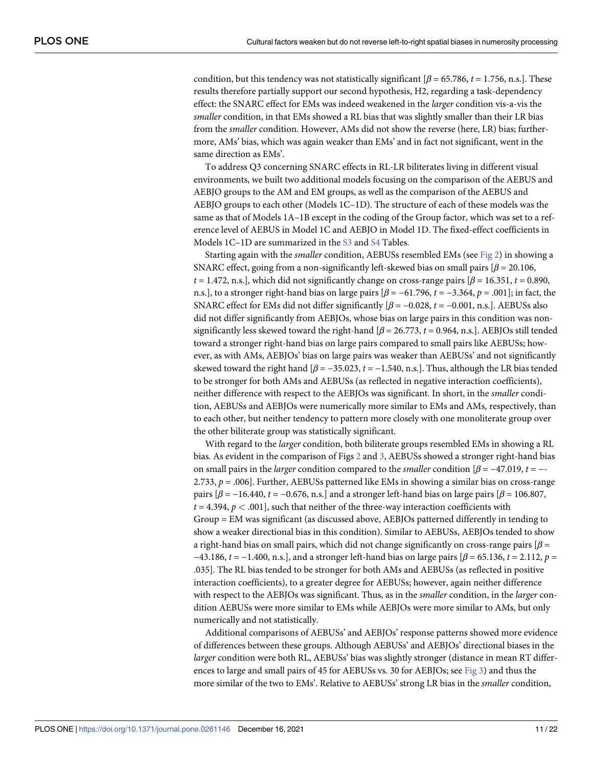condition, but this tendency was not statistically significant [$\beta = 65.786$, $t = 1.756$, n.s.]. These results therefore partially support our second hypothesis, H2, regarding a task-dependency effect: the SNARC effect for EMs was indeed weakened in the *larger* condition vis-a-vis the *smaller* condition, in that EMs showed a RL bias that was slightly smaller than their LR bias from the *smaller* condition. However, AMs did not show the reverse (here, LR) bias; furthermore, AMs' bias, which was again weaker than EMs' and in fact not significant, went in the same direction as EMs'.

To address Q3 concerning SNARC effects in RL-LR biliterates living in different visual environments, we built two additional models focusing on the comparison of the AEBUS and AEBJO groups to the AM and EM groups, as well as the comparison of the AEBUS and AEBJO groups to each other (Models 1C–1D). The structure of each of these models was the same as that of Models 1A–1B except in the coding of the Group factor, which was set to a reference level of AEBUS in Model 1C and AEBJO in Model 1D. The fixed-effect coefficients in Models 1C–1D are summarized in the S3 and S4 Tables.

Starting again with the *smaller* condition, AEBUSs resembled EMs (see Fig 2) in showing a SNARC effect, going from a non-significantly left-skewed bias on small pairs [$\beta = 20.106$, $t = 1.472$, n.s.], which did not significantly change on cross-range pairs [$\beta = 16.351$, $t = 0.890$, n.s.], to a stronger right-hand bias on large pairs [$\beta = -61.796$, $t = -3.364$, $p = .001$]; in fact, the SNARC effect for EMs did not differ significantly [$\beta = -0.028$, $t = -0.001$, n.s.]. AEBUSs also did not differ significantly from AEBJOs, whose bias on large pairs in this condition was non-significantly less skewed toward the right-hand [$\beta = 26.773$, $t = 0.964$, n.s.]. AEBJOs still tended toward a stronger right-hand bias on large pairs compared to small pairs like AEBUSs; however, as with AMs, AEBJOs' bias on large pairs was weaker than AEBUSs' and not significantly skewed toward the right hand [$\beta = -35.023$, $t = -1.540$, n.s.]. Thus, although the LR bias tended to be stronger for both AMs and AEBUSs (as reflected in negative interaction coefficients), neither difference with respect to the AEBJOs was significant. In short, in the *smaller* condition, AEBUSs and AEBJOs were numerically more similar to EMs and AMs, respectively, than to each other, but neither tendency to pattern more closely with one monoliterate group over the other biliterate group was statistically significant.

With regard to the *larger* condition, both biliterate groups resembled EMs in showing a RL bias. As evident in the comparison of Figs 2 and 3, AEBUSs showed a stronger right-hand bias on small pairs in the *larger* condition compared to the *smaller* condition [$\beta = -47.019$, $t = -2.733$, $p = .006$]. Further, AEBUSs patterned like EMs in showing a similar bias on cross-range pairs [$\beta = -16.440$, $t = -0.676$, n.s.] and a stronger left-hand bias on large pairs [$\beta = 106.807$, $t = 4.394$, $p < .001$], such that neither of the three-way interaction coefficients with Group = EM was significant (as discussed above, AEBJOs patterned differently in tending to show a weaker directional bias in this condition). Similar to AEBUSs, AEBJOs tended to show a right-hand bias on small pairs, which did not change significantly on cross-range pairs [$\beta = -43.186$, $t = -1.400$, n.s.], and a stronger left-hand bias on large pairs [$\beta = 65.136$, $t = 2.112$, $p = .035$]. The RL bias tended to be stronger for both AMs and AEBUSs (as reflected in positive interaction coefficients), to a greater degree for AEBUSs; however, again neither difference with respect to the AEBJOs was significant. Thus, as in the *smaller* condition, in the *larger* condition AEBUSs were more similar to EMs while AEBJOs were more similar to AMs, but only numerically and not statistically.

Additional comparisons of AEBUSs' and AEBJOs' response patterns showed more evidence of differences between these groups. Although AEBUSs' and AEBJOs' directional biases in the *larger* condition were both RL, AEBUSs' bias was slightly stronger (distance in mean RT differences to large and small pairs of 45 for AEBUSs vs. 30 for AEBJOs; see Fig 3) and thus the more similar of the two to EMs'. Relative to AEBUSs' strong LR bias in the *smaller* condition,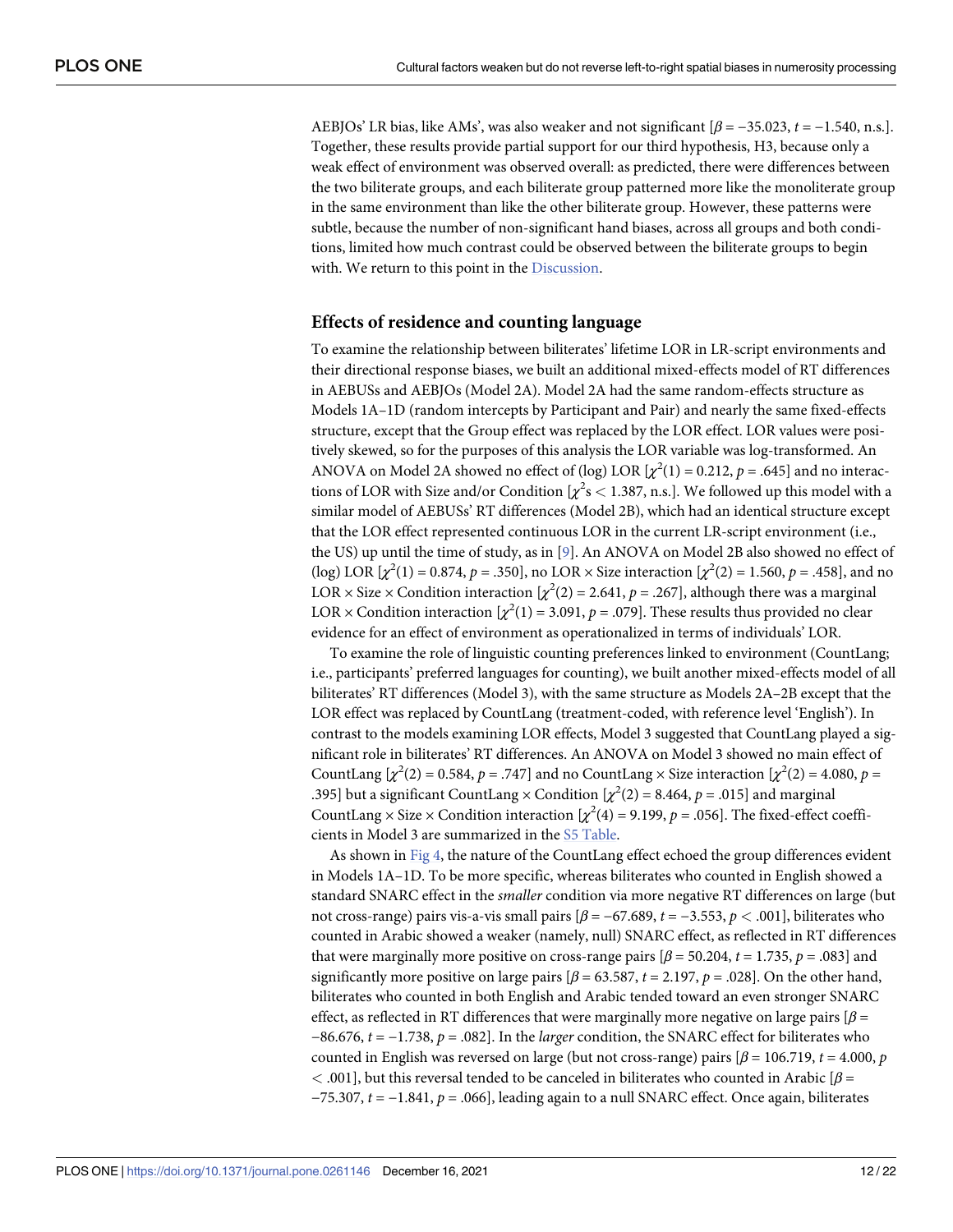AEBJOs' LR bias, like AMs', was also weaker and not significant [$\beta = -35.023$, $t = -1.540$, n.s.]. Together, these results provide partial support for our third hypothesis, H3, because only a weak effect of environment was observed overall: as predicted, there were differences between the two biliterate groups, and each biliterate group patterned more like the monoliterate group in the same environment than like the other biliterate group. However, these patterns were subtle, because the number of non-significant hand biases, across all groups and both conditions, limited how much contrast could be observed between the biliterate groups to begin with. We return to this point in the Discussion.

### Effects of residence and counting language

To examine the relationship between biliterates' lifetime LOR in LR-script environments and their directional response biases, we built an additional mixed-effects model of RT differences in AEBUSs and AEBJOs (Model 2A). Model 2A had the same random-effects structure as Models 1A–1D (random intercepts by Participant and Pair) and nearly the same fixed-effects structure, except that the Group effect was replaced by the LOR effect. LOR values were positively skewed, so for the purposes of this analysis the LOR variable was log-transformed. An ANOVA on Model 2A showed no effect of (log) LOR [$\chi^2(1) = 0.212$, $p = .645$] and no interactions of LOR with Size and/or Condition [$\chi^2$s $< 1.387$, n.s.]. We followed up this model with a similar model of AEBUSs' RT differences (Model 2B), which had an identical structure except that the LOR effect represented continuous LOR in the current LR-script environment (i.e., the US) up until the time of study, as in [9]. An ANOVA on Model 2B also showed no effect of (log) LOR [$\chi^2(1) = 0.874$, $p = .350$], no LOR × Size interaction [$\chi^2(2) = 1.560$, $p = .458$], and no LOR × Size × Condition interaction [$\chi^2(2) = 2.641$, $p = .267$], although there was a marginal LOR × Condition interaction [$\chi^2(1) = 3.091$, $p = .079$]. These results thus provided no clear evidence for an effect of environment as operationalized in terms of individuals' LOR.

To examine the role of linguistic counting preferences linked to environment (CountLang; i.e., participants' preferred languages for counting), we built another mixed-effects model of all biliterates' RT differences (Model 3), with the same structure as Models 2A–2B except that the LOR effect was replaced by CountLang (treatment-coded, with reference level 'English'). In contrast to the models examining LOR effects, Model 3 suggested that CountLang played a significant role in biliterates' RT differences. An ANOVA on Model 3 showed no main effect of CountLang [$\chi^2(2) = 0.584$, $p = .747$] and no CountLang × Size interaction [$\chi^2(2) = 4.080$, $p = .395$] but a significant CountLang × Condition [$\chi^2(2) = 8.464$, $p = .015$] and marginal CountLang × Size × Condition interaction [$\chi^2(4) = 9.199$, $p = .056$]. The fixed-effect coefficients in Model 3 are summarized in the S5 Table.

As shown in Fig 4, the nature of the CountLang effect echoed the group differences evident in Models 1A–1D. To be more specific, whereas biliterates who counted in English showed a standard SNARC effect in the *smaller* condition via more negative RT differences on large (but not cross-range) pairs vis-à-vis small pairs [$\beta = -67.689$, $t = -3.553$, $p < .001$], biliterates who counted in Arabic showed a weaker (namely, null) SNARC effect, as reflected in RT differences that were marginally more positive on cross-range pairs [$\beta = 50.204$, $t = 1.735$, $p = .083$] and significantly more positive on large pairs [$\beta = 63.587$, $t = 2.197$, $p = .028$]. On the other hand, biliterates who counted in both English and Arabic tended toward an even stronger SNARC effect, as reflected in RT differences that were marginally more negative on large pairs [$\beta = -86.676$, $t = -1.738$, $p = .082$]. In the *larger* condition, the SNARC effect for biliterates who counted in English was reversed on large (but not cross-range) pairs [$\beta = 106.719$, $t = 4.000$, $p < .001$], but this reversal tended to be canceled in biliterates who counted in Arabic [$\beta = -75.307$, $t = -1.841$, $p = .066$], leading again to a null SNARC effect. Once again, biliterates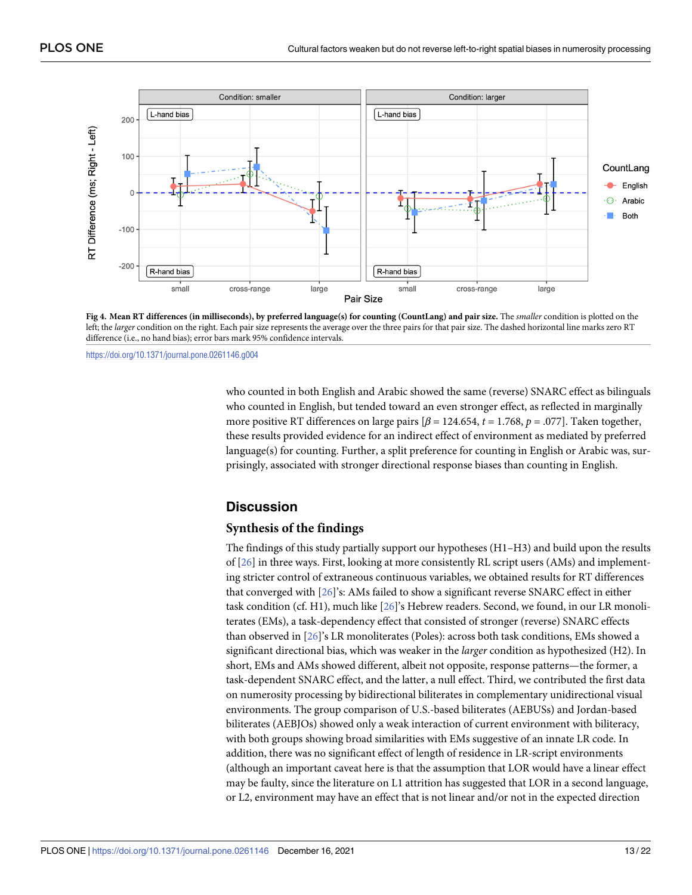**Fig 4. Mean RT differences (in milliseconds), by preferred language(s) for counting (CountLang) and pair size.** The *smaller* condition is plotted on the left; the *larger* condition on the right. Each pair size represents the average over the three pairs for that pair size. The dashed horizontal line marks zero RT difference (i.e., no hand bias); error bars mark 95% confidence intervals.

https://doi.org/10.1371/journal.pone.0261146.g004

who counted in both English and Arabic showed the same (reverse) SNARC effect as bilinguals who counted in English, but tended toward an even stronger effect, as reflected in marginally more positive RT differences on large pairs [$\beta = 124.654$, $t = 1.768$, $p = .077$]. Taken together, these results provided evidence for an indirect effect of environment as mediated by preferred language(s) for counting. Further, a split preference for counting in English or Arabic was, surprisingly, associated with stronger directional response biases than counting in English.

## Discussion

### Synthesis of the findings

The findings of this study partially support our hypotheses (H1–H3) and build upon the results of [26] in three ways. First, looking at more consistently RL script users (AMs) and implementing stricter control of extraneous continuous variables, we obtained results for RT differences that converged with [26]'s: AMs failed to show a significant reverse SNARC effect in either task condition (cf. H1), much like [26]'s Hebrew readers. Second, we found, in our LR monoliterates (EMs), a task-dependency effect that consisted of stronger (reverse) SNARC effects than observed in [26]'s LR monoliterates (Poles): across both task conditions, EMs showed a significant directional bias, which was weaker in the *larger* condition as hypothesized (H2). In short, EMs and AMs showed different, albeit not opposite, response patterns—the former, a task-dependent SNARC effect, and the latter, a null effect. Third, we contributed the first data on numerosity processing by bidirectional biliterates in complementary unidirectional visual environments. The group comparison of U.S.-based biliterates (AEBUSs) and Jordan-based biliterates (AEBJOs) showed only a weak interaction of current environment with biliteracy, with both groups showing broad similarities with EMs suggestive of an innate LR code. In addition, there was no significant effect of length of residence in LR-script environments (although an important caveat here is that the assumption that LOR would have a linear effect may be faulty, since the literature on L1 attrition has suggested that LOR in a second language, or L2, environment may have an effect that is not linear and/or not in the expected direction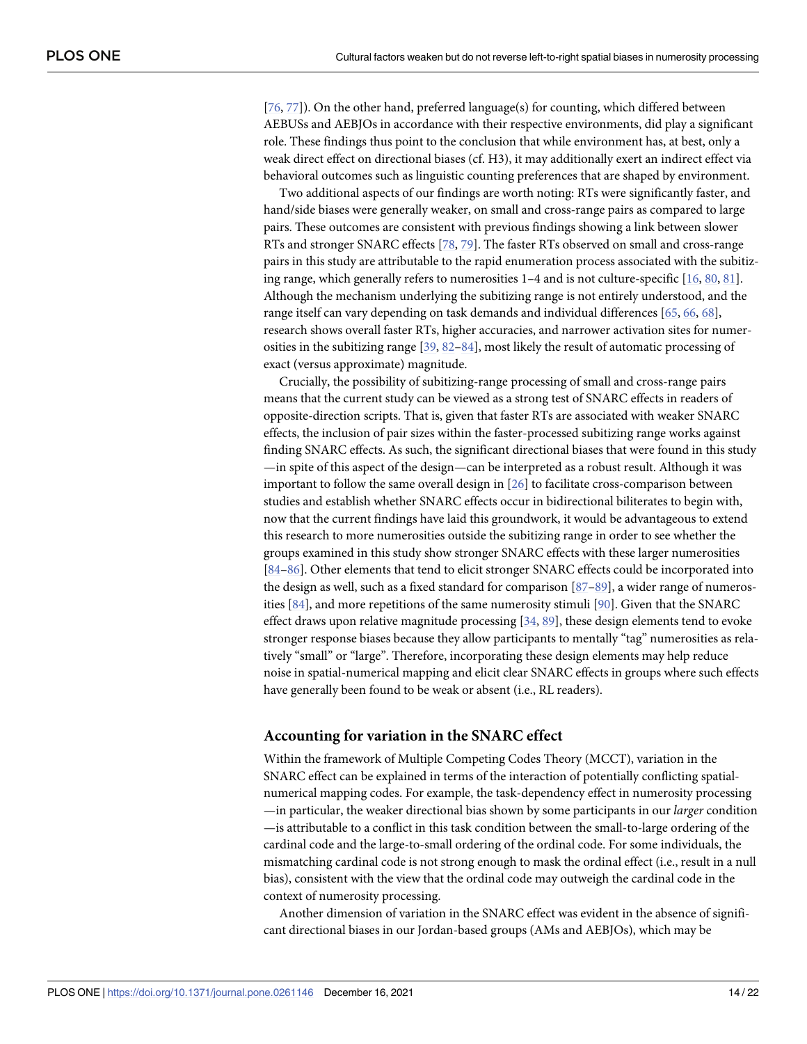[76, 77]). On the other hand, preferred language(s) for counting, which differed between AEBUSs and AEBJOs in accordance with their respective environments, did play a significant role. These findings thus point to the conclusion that while environment has, at best, only a weak direct effect on directional biases (cf. H3), it may additionally exert an indirect effect via behavioral outcomes such as linguistic counting preferences that are shaped by environment.

Two additional aspects of our findings are worth noting: RTs were significantly faster, and hand/side biases were generally weaker, on small and cross-range pairs as compared to large pairs. These outcomes are consistent with previous findings showing a link between slower RTs and stronger SNARC effects [78, 79]. The faster RTs observed on small and cross-range pairs in this study are attributable to the rapid enumeration process associated with the subitizing range, which generally refers to numerosities 1–4 and is not culture-specific [16, 80, 81]. Although the mechanism underlying the subitizing range is not entirely understood, and the range itself can vary depending on task demands and individual differences [65, 66, 68], research shows overall faster RTs, higher accuracies, and narrower activation sites for numerosities in the subitizing range [39, 82–84], most likely the result of automatic processing of exact (versus approximate) magnitude.

Crucially, the possibility of subitizing-range processing of small and cross-range pairs means that the current study can be viewed as a strong test of SNARC effects in readers of opposite-direction scripts. That is, given that faster RTs are associated with weaker SNARC effects, the inclusion of pair sizes within the faster-processed subitizing range works against finding SNARC effects. As such, the significant directional biases that were found in this study —in spite of this aspect of the design—can be interpreted as a robust result. Although it was important to follow the same overall design in [26] to facilitate cross-comparison between studies and establish whether SNARC effects occur in bidirectional biliterates to begin with, now that the current findings have laid this groundwork, it would be advantageous to extend this research to more numerosities outside the subitizing range in order to see whether the groups examined in this study show stronger SNARC effects with these larger numerosities [84–86]. Other elements that tend to elicit stronger SNARC effects could be incorporated into the design as well, such as a fixed standard for comparison [87–89], a wider range of numerosities [84], and more repetitions of the same numerosity stimuli [90]. Given that the SNARC effect draws upon relative magnitude processing [34, 89], these design elements tend to evoke stronger response biases because they allow participants to mentally "tag" numerosities as relatively "small" or "large". Therefore, incorporating these design elements may help reduce noise in spatial-numerical mapping and elicit clear SNARC effects in groups where such effects have generally been found to be weak or absent (i.e., RL readers).

## Accounting for variation in the SNARC effect

Within the framework of Multiple Competing Codes Theory (MCCT), variation in the SNARC effect can be explained in terms of the interaction of potentially conflicting spatial-numerical mapping codes. For example, the task-dependency effect in numerosity processing —in particular, the weaker directional bias shown by some participants in our *larger* condition —is attributable to a conflict in this task condition between the small-to-large ordering of the cardinal code and the large-to-small ordering of the ordinal code. For some individuals, the mismatching cardinal code is not strong enough to mask the ordinal effect (i.e., result in a null bias), consistent with the view that the ordinal code may outweigh the cardinal code in the context of numerosity processing.

Another dimension of variation in the SNARC effect was evident in the absence of significant directional biases in our Jordan-based groups (AMs and AEBJOs), which may be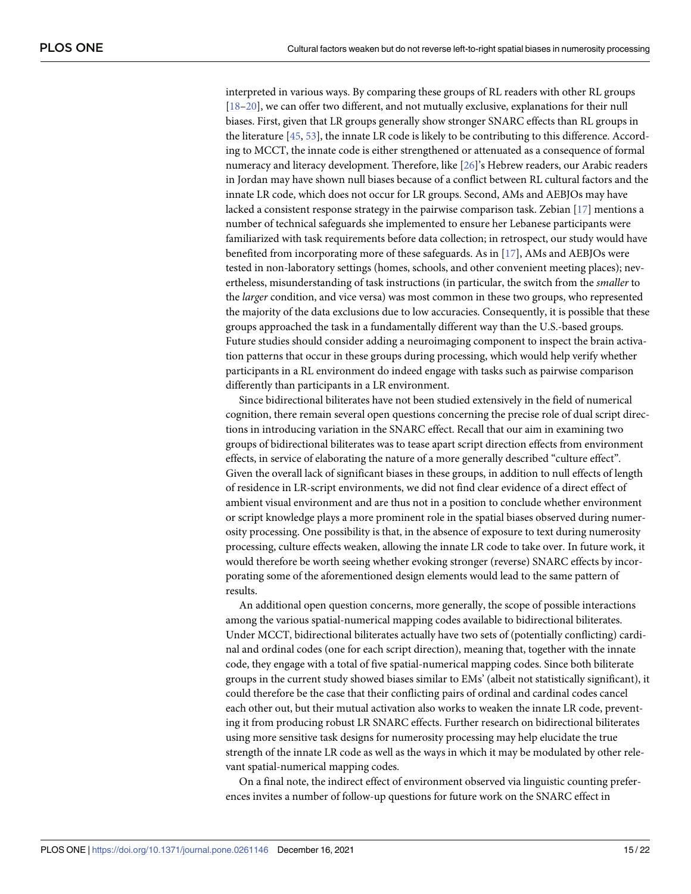interpreted in various ways. By comparing these groups of RL readers with other RL groups [18–20], we can offer two different, and not mutually exclusive, explanations for their null biases. First, given that LR groups generally show stronger SNARC effects than RL groups in the literature [45, 53], the innate LR code is likely to be contributing to this difference. According to MCCT, the innate code is either strengthened or attenuated as a consequence of formal numeracy and literacy development. Therefore, like [26]'s Hebrew readers, our Arabic readers in Jordan may have shown null biases because of a conflict between RL cultural factors and the innate LR code, which does not occur for LR groups. Second, AMs and AEBJOs may have lacked a consistent response strategy in the pairwise comparison task. Zebian [17] mentions a number of technical safeguards she implemented to ensure her Lebanese participants were familiarized with task requirements before data collection; in retrospect, our study would have benefited from incorporating more of these safeguards. As in [17], AMs and AEBJOs were tested in non-laboratory settings (homes, schools, and other convenient meeting places); nevertheless, misunderstanding of task instructions (in particular, the switch from the *smaller* to the *larger* condition, and vice versa) was most common in these two groups, who represented the majority of the data exclusions due to low accuracies. Consequently, it is possible that these groups approached the task in a fundamentally different way than the U.S.-based groups. Future studies should consider adding a neuroimaging component to inspect the brain activation patterns that occur in these groups during processing, which would help verify whether participants in a RL environment do indeed engage with tasks such as pairwise comparison differently than participants in a LR environment.

Since bidirectional biliterates have not been studied extensively in the field of numerical cognition, there remain several open questions concerning the precise role of dual script directions in introducing variation in the SNARC effect. Recall that our aim in examining two groups of bidirectional biliterates was to tease apart script direction effects from environment effects, in service of elaborating the nature of a more generally described "culture effect". Given the overall lack of significant biases in these groups, in addition to null effects of length of residence in LR-script environments, we did not find clear evidence of a direct effect of ambient visual environment and are thus not in a position to conclude whether environment or script knowledge plays a more prominent role in the spatial biases observed during numerosity processing. One possibility is that, in the absence of exposure to text during numerosity processing, culture effects weaken, allowing the innate LR code to take over. In future work, it would therefore be worth seeing whether evoking stronger (reverse) SNARC effects by incorporating some of the aforementioned design elements would lead to the same pattern of results.

An additional open question concerns, more generally, the scope of possible interactions among the various spatial-numerical mapping codes available to bidirectional biliterates. Under MCCT, bidirectional biliterates actually have two sets of (potentially conflicting) cardinal and ordinal codes (one for each script direction), meaning that, together with the innate code, they engage with a total of five spatial-numerical mapping codes. Since both biliterate groups in the current study showed biases similar to EMs' (albeit not statistically significant), it could therefore be the case that their conflicting pairs of ordinal and cardinal codes cancel each other out, but their mutual activation also works to weaken the innate LR code, preventing it from producing robust LR SNARC effects. Further research on bidirectional biliterates using more sensitive task designs for numerosity processing may help elucidate the true strength of the innate LR code as well as the ways in which it may be modulated by other relevant spatial-numerical mapping codes.

On a final note, the indirect effect of environment observed via linguistic counting preferences invites a number of follow-up questions for future work on the SNARC effect in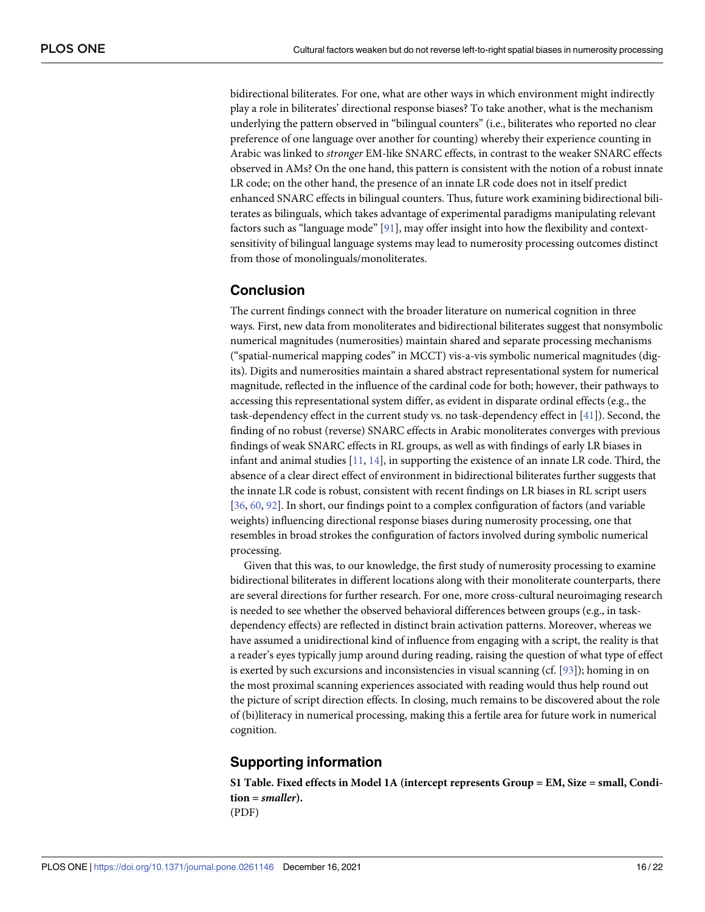bidirectional biliterates. For one, what are other ways in which environment might indirectly play a role in biliterates' directional response biases? To take another, what is the mechanism underlying the pattern observed in "bilingual counters" (i.e., biliterates who reported no clear preference of one language over another for counting) whereby their experience counting in Arabic was linked to *stronger* EM-like SNARC effects, in contrast to the weaker SNARC effects observed in AMs? On the one hand, this pattern is consistent with the notion of a robust innate LR code; on the other hand, the presence of an innate LR code does not in itself predict enhanced SNARC effects in bilingual counters. Thus, future work examining bidirectional biliterates as bilinguals, which takes advantage of experimental paradigms manipulating relevant factors such as "language mode" [91], may offer insight into how the flexibility and context-sensitivity of bilingual language systems may lead to numerosity processing outcomes distinct from those of monolinguals/monoliterates.

## Conclusion

The current findings connect with the broader literature on numerical cognition in three ways. First, new data from monoliterates and bidirectional biliterates suggest that nonsymbolic numerical magnitudes (numerosities) maintain shared and separate processing mechanisms ("spatial-numerical mapping codes" in MCCT) vis-a-vis symbolic numerical magnitudes (digits). Digits and numerosities maintain a shared abstract representational system for numerical magnitude, reflected in the influence of the cardinal code for both; however, their pathways to accessing this representational system differ, as evident in disparate ordinal effects (e.g., the task-dependency effect in the current study vs. no task-dependency effect in [41]). Second, the finding of no robust (reverse) SNARC effects in Arabic monoliterates converges with previous findings of weak SNARC effects in RL groups, as well as with findings of early LR biases in infant and animal studies [11, 14], in supporting the existence of an innate LR code. Third, the absence of a clear direct effect of environment in bidirectional biliterates further suggests that the innate LR code is robust, consistent with recent findings on LR biases in RL script users [36, 60, 92]. In short, our findings point to a complex configuration of factors (and variable weights) influencing directional response biases during numerosity processing, one that resembles in broad strokes the configuration of factors involved during symbolic numerical processing.

Given that this was, to our knowledge, the first study of numerosity processing to examine bidirectional biliterates in different locations along with their monoliterate counterparts, there are several directions for further research. For one, more cross-cultural neuroimaging research is needed to see whether the observed behavioral differences between groups (e.g., in task-dependency effects) are reflected in distinct brain activation patterns. Moreover, whereas we have assumed a unidirectional kind of influence from engaging with a script, the reality is that a reader's eyes typically jump around during reading, raising the question of what type of effect is exerted by such excursions and inconsistencies in visual scanning (cf. [93]); homing in on the most proximal scanning experiences associated with reading would thus help round out the picture of script direction effects. In closing, much remains to be discovered about the role of (bi)literacy in numerical processing, making this a fertile area for future work in numerical cognition.

## Supporting information

**S1 Table. Fixed effects in Model 1A (intercept represents Group = EM, Size = small, Condition = *smaller*).**
(PDF)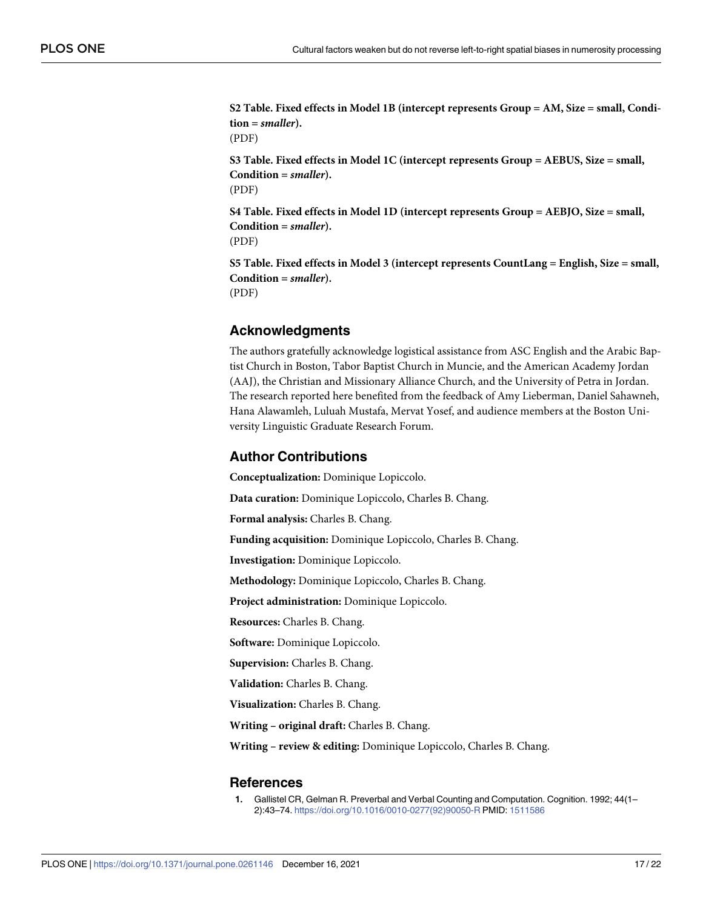**S2 Table. Fixed effects in Model 1B (intercept represents Group = AM, Size = small, Condition = *smaller*).**
(PDF)

**S3 Table. Fixed effects in Model 1C (intercept represents Group = AEBUS, Size = small, Condition = *smaller*).**
(PDF)

**S4 Table. Fixed effects in Model 1D (intercept represents Group = AEBJO, Size = small, Condition = *smaller*).**
(PDF)

**S5 Table. Fixed effects in Model 3 (intercept represents CountLang = English, Size = small, Condition = *smaller*).**
(PDF)

## Acknowledgments

The authors gratefully acknowledge logistical assistance from ASC English and the Arabic Baptist Church in Boston, Tabor Baptist Church in Muncie, and the American Academy Jordan (AAJ), the Christian and Missionary Alliance Church, and the University of Petra in Jordan. The research reported here benefited from the feedback of Amy Lieberman, Daniel Sahawneh, Hana Alawamleh, Luluah Mustafa, Mervat Yosef, and audience members at the Boston University Linguistic Graduate Research Forum.

## Author Contributions

**Conceptualization:** Dominique Lopiccolo.

**Data curation:** Dominique Lopiccolo, Charles B. Chang.

**Formal analysis:** Charles B. Chang.

**Funding acquisition:** Dominique Lopiccolo, Charles B. Chang.

**Investigation:** Dominique Lopiccolo.

**Methodology:** Dominique Lopiccolo, Charles B. Chang.

**Project administration:** Dominique Lopiccolo.

**Resources:** Charles B. Chang.

**Software:** Dominique Lopiccolo.

**Supervision:** Charles B. Chang.

**Validation:** Charles B. Chang.

**Visualization:** Charles B. Chang.

**Writing – original draft:** Charles B. Chang.

**Writing – review & editing:** Dominique Lopiccolo, Charles B. Chang.

## References

1. Gallistel CR, Gelman R. Preverbal and Verbal Counting and Computation. Cognition. 1992; 44(1–2):43–74. https://doi.org/10.1016/0010-0277(92)90050-R PMID: 1511586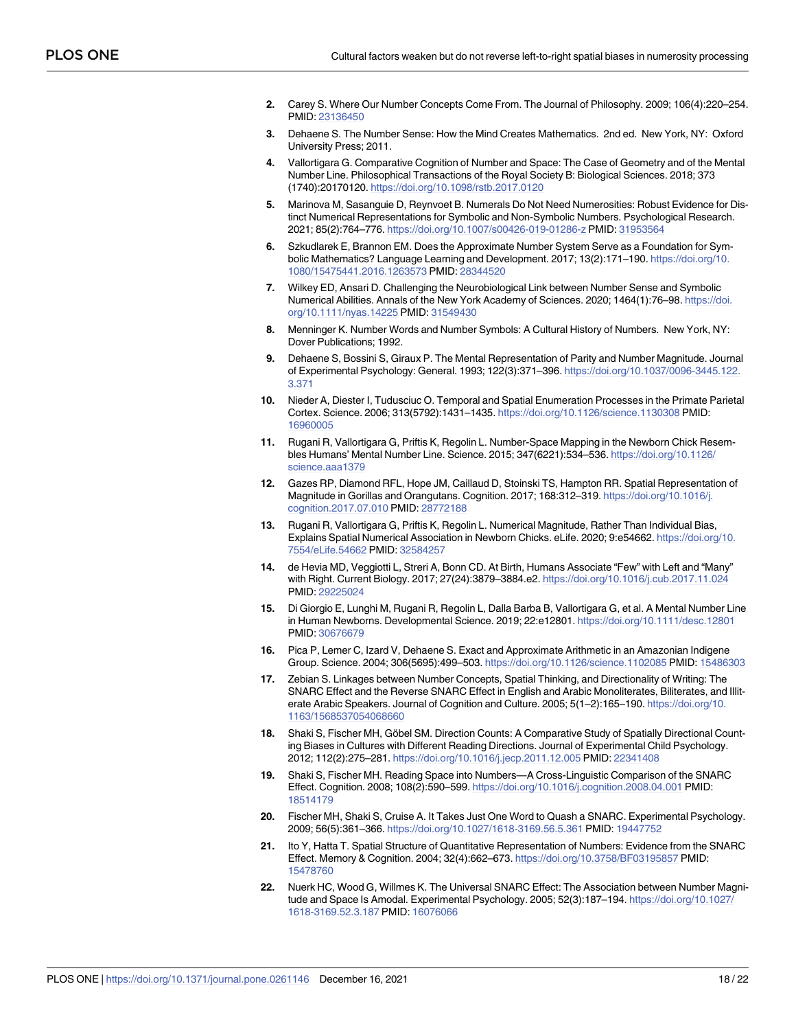2. Carey S. Where Our Number Concepts Come From. The Journal of Philosophy. 2009; 106(4):220–254. PMID: 23136450
3. Dehaene S. The Number Sense: How the Mind Creates Mathematics. 2nd ed. New York, NY: Oxford University Press; 2011.
4. Vallortigara G. Comparative Cognition of Number and Space: The Case of Geometry and of the Mental Number Line. Philosophical Transactions of the Royal Society B: Biological Sciences. 2018; 373 (1740):20170120. https://doi.org/10.1098/rstb.2017.0120
5. Marinova M, Sasanguie D, Reynvoet B. Numerals Do Not Need Numerosities: Robust Evidence for Distinct Numerical Representations for Symbolic and Non-Symbolic Numbers. Psychological Research. 2021; 85(2):764–776. https://doi.org/10.1007/s00426-019-01286-z PMID: 31953564
6. Szkudlarek E, Brannon EM. Does the Approximate Number System Serve as a Foundation for Symbolic Mathematics? Language Learning and Development. 2017; 13(2):171–190. https://doi.org/10.1080/15475441.2016.1263573 PMID: 28344520
7. Wilkey ED, Ansari D. Challenging the Neurobiological Link between Number Sense and Symbolic Numerical Abilities. Annals of the New York Academy of Sciences. 2020; 1464(1):76–98. https://doi.org/10.1111/nyas.14225 PMID: 31549430
8. Menninger K. Number Words and Number Symbols: A Cultural History of Numbers. New York, NY: Dover Publications; 1992.
9. Dehaene S, Bossini S, Giraux P. The Mental Representation of Parity and Number Magnitude. Journal of Experimental Psychology: General. 1993; 122(3):371–396. https://doi.org/10.1037/0096-3445.122.3.371
10. Nieder A, Diester I, Tudusciuc O. Temporal and Spatial Enumeration Processes in the Primate Parietal Cortex. Science. 2006; 313(5792):1431–1435. https://doi.org/10.1126/science.1130308 PMID: 16960005
11. Rugani R, Vallortigara G, Priftis K, Regolin L. Number-Space Mapping in the Newborn Chick Resembles Humans' Mental Number Line. Science. 2015; 347(6221):534–536. https://doi.org/10.1126/science.aaa1379
12. Gazes RP, Diamond RFL, Hope JM, Caillaud D, Stoinski TS, Hampton RR. Spatial Representation of Magnitude in Gorillas and Orangutans. Cognition. 2017; 168:312–319. https://doi.org/10.1016/j.cognition.2017.07.010 PMID: 28772188
13. Rugani R, Vallortigara G, Priftis K, Regolin L. Numerical Magnitude, Rather Than Individual Bias, Explains Spatial Numerical Association in Newborn Chicks. eLife. 2020; 9:e54662. https://doi.org/10.7554/eLife.54662 PMID: 32584257
14. de Hevia MD, Veggiotti L, Streri A, Bonn CD. At Birth, Humans Associate "Few" with Left and "Many" with Right. Current Biology. 2017; 27(24):3879–3884.e2. https://doi.org/10.1016/j.cub.2017.11.024 PMID: 29225024
15. Di Giorgio E, Lunghi M, Rugani R, Regolin L, Dalla Barba B, Vallortigara G, et al. A Mental Number Line in Human Newborns. Developmental Science. 2019; 22:e12801. https://doi.org/10.1111/desc.12801 PMID: 30676679
16. Pica P, Lemer C, Izard V, Dehaene S. Exact and Approximate Arithmetic in an Amazonian Indigene Group. Science. 2004; 306(5695):499–503. https://doi.org/10.1126/science.1102085 PMID: 15486303
17. Zebian S. Linkages between Number Concepts, Spatial Thinking, and Directionality of Writing: The SNARC Effect and the Reverse SNARC Effect in English and Arabic Monoliterates, Biliterates, and Illiterate Arabic Speakers. Journal of Cognition and Culture. 2005; 5(1–2):165–190. https://doi.org/10.1163/1568537054068660
18. Shaki S, Fischer MH, Göbel SM. Direction Counts: A Comparative Study of Spatially Directional Counting Biases in Cultures with Different Reading Directions. Journal of Experimental Child Psychology. 2012; 112(2):275–281. https://doi.org/10.1016/j.jecp.2011.12.005 PMID: 22341408
19. Shaki S, Fischer MH. Reading Space into Numbers—A Cross-Linguistic Comparison of the SNARC Effect. Cognition. 2008; 108(2):590–599. https://doi.org/10.1016/j.cognition.2008.04.001 PMID: 18514179
20. Fischer MH, Shaki S, Cruise A. It Takes Just One Word to Quash a SNARC. Experimental Psychology. 2009; 56(5):361–366. https://doi.org/10.1027/1618-3169.56.5.361 PMID: 19447752
21. Ito Y, Hatta T. Spatial Structure of Quantitative Representation of Numbers: Evidence from the SNARC Effect. Memory & Cognition. 2004; 32(4):662–673. https://doi.org/10.3758/BF03195857 PMID: 15478760
22. Nuerk HC, Wood G, Willmes K. The Universal SNARC Effect: The Association between Number Magnitude and Space Is Amodal. Experimental Psychology. 2005; 52(3):187–194. https://doi.org/10.1027/1618-3169.52.3.187 PMID: 16076066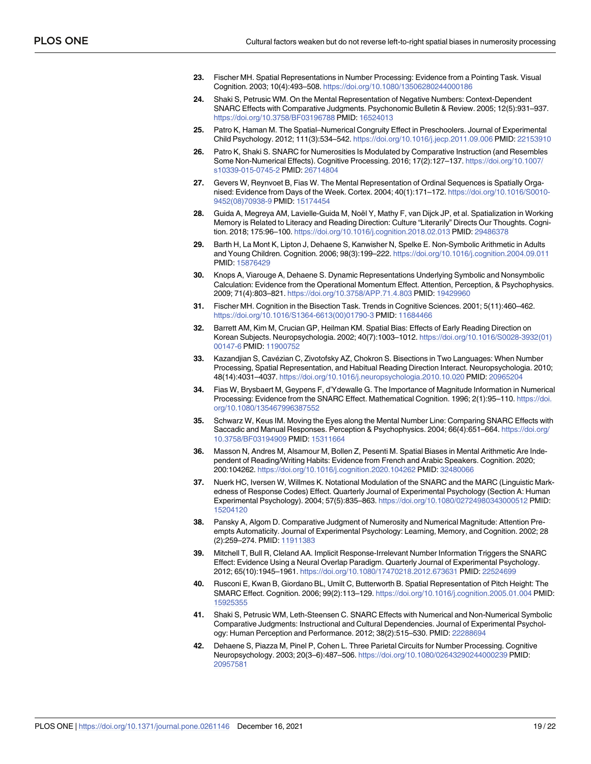23. Fischer MH. Spatial Representations in Number Processing: Evidence from a Pointing Task. Visual Cognition. 2003; 10(4):493–508. https://doi.org/10.1080/13506280244000186

24. Shaki S, Petrusic WM. On the Mental Representation of Negative Numbers: Context-Dependent SNARC Effects with Comparative Judgments. Psychonomic Bulletin & Review. 2005; 12(5):931–937. https://doi.org/10.3758/BF03196788 PMID: 16524013

25. Patro K, Haman M. The Spatial–Numerical Congruity Effect in Preschoolers. Journal of Experimental Child Psychology. 2012; 111(3):534–542. https://doi.org/10.1016/j.jecp.2011.09.006 PMID: 22153910

26. Patro K, Shaki S. SNARC for Numerosities Is Modulated by Comparative Instruction (and Resembles Some Non-Numerical Effects). Cognitive Processing. 2016; 17(2):127–137. https://doi.org/10.1007/s10339-015-0745-2 PMID: 26714804

27. Gevers W, Reynvoet B, Fias W. The Mental Representation of Ordinal Sequences is Spatially Organised: Evidence from Days of the Week. Cortex. 2004; 40(1):171–172. https://doi.org/10.1016/S0010-9452(08)70938-9 PMID: 15174454

28. Guida A, Megreya AM, Lavielle-Guida M, Noël Y, Mathy F, van Dijck JP, et al. Spatialization in Working Memory is Related to Literacy and Reading Direction: Culture "Literarily" Directs Our Thoughts. Cognition. 2018; 175:96–100. https://doi.org/10.1016/j.cognition.2018.02.013 PMID: 29486378

29. Barth H, La Mont K, Lipton J, Dehaene S, Kanwisher N, Spelke E. Non-Symbolic Arithmetic in Adults and Young Children. Cognition. 2006; 98(3):199–222. https://doi.org/10.1016/j.cognition.2004.09.011 PMID: 15876429

30. Knops A, Viarouge A, Dehaene S. Dynamic Representations Underlying Symbolic and Nonsymbolic Calculation: Evidence from the Operational Momentum Effect. Attention, Perception, & Psychophysics. 2009; 71(4):803–821. https://doi.org/10.3758/APP.71.4.803 PMID: 19429960

31. Fischer MH. Cognition in the Bisection Task. Trends in Cognitive Sciences. 2001; 5(11):460–462. https://doi.org/10.1016/S1364-6613(00)01790-3 PMID: 11684466

32. Barrett AM, Kim M, Crucian GP, Heilman KM. Spatial Bias: Effects of Early Reading Direction on Korean Subjects. Neuropsychologia. 2002; 40(7):1003–1012. https://doi.org/10.1016/S0028-3932(01)00147-6 PMID: 11900752

33. Kazandjian S, Cavézian C, Zivotofsky AZ, Chokron S. Bisections in Two Languages: When Number Processing, Spatial Representation, and Habitual Reading Direction Interact. Neuropsychologia. 2010; 48(14):4031–4037. https://doi.org/10.1016/j.neuropsychologia.2010.10.020 PMID: 20965204

34. Fias W, Brysbaert M, Geypens F, d'Ydewalle G. The Importance of Magnitude Information in Numerical Processing: Evidence from the SNARC Effect. Mathematical Cognition. 1996; 2(1):95–110. https://doi.org/10.1080/135467996387552

35. Schwarz W, Keus IM. Moving the Eyes along the Mental Number Line: Comparing SNARC Effects with Saccadic and Manual Responses. Perception & Psychophysics. 2004; 66(4):651–664. https://doi.org/10.3758/BF03194909 PMID: 15311664

36. Masson N, Andres M, Alsamour M, Bollen Z, Pesenti M. Spatial Biases in Mental Arithmetic Are Independent of Reading/Writing Habits: Evidence from French and Arabic Speakers. Cognition. 2020; 200:104262. https://doi.org/10.1016/j.cognition.2020.104262 PMID: 32480066

37. Nuerk HC, Iversen W, Willmes K. Notational Modulation of the SNARC and the MARC (Linguistic Markedness of Response Codes) Effect. Quarterly Journal of Experimental Psychology (Section A: Human Experimental Psychology). 2004; 57(5):835–863. https://doi.org/10.1080/02724980343000512 PMID: 15204120

38. Pansky A, Algom D. Comparative Judgment of Numerosity and Numerical Magnitude: Attention Preempts Automaticity. Journal of Experimental Psychology: Learning, Memory, and Cognition. 2002; 28(2):259–274. PMID: 11911383

39. Mitchell T, Bull R, Cleland AA. Implicit Response-Irrelevant Number Information Triggers the SNARC Effect: Evidence Using a Neural Overlap Paradigm. Quarterly Journal of Experimental Psychology. 2012; 65(10):1945–1961. https://doi.org/10.1080/17470218.2012.673631 PMID: 22524699

40. Rusconi E, Kwan B, Giordano BL, Umilt C, Butterworth B. Spatial Representation of Pitch Height: The SMARC Effect. Cognition. 2006; 99(2):113–129. https://doi.org/10.1016/j.cognition.2005.01.004 PMID: 15925355

41. Shaki S, Petrusic WM, Leth-Steensen C. SNARC Effects with Numerical and Non-Numerical Symbolic Comparative Judgments: Instructional and Cultural Dependencies. Journal of Experimental Psychology: Human Perception and Performance. 2012; 38(2):515–530. PMID: 22288694

42. Dehaene S, Piazza M, Pinel P, Cohen L. Three Parietal Circuits for Number Processing. Cognitive Neuropsychology. 2003; 20(3–6):487–506. https://doi.org/10.1080/02643290244000239 PMID: 20957581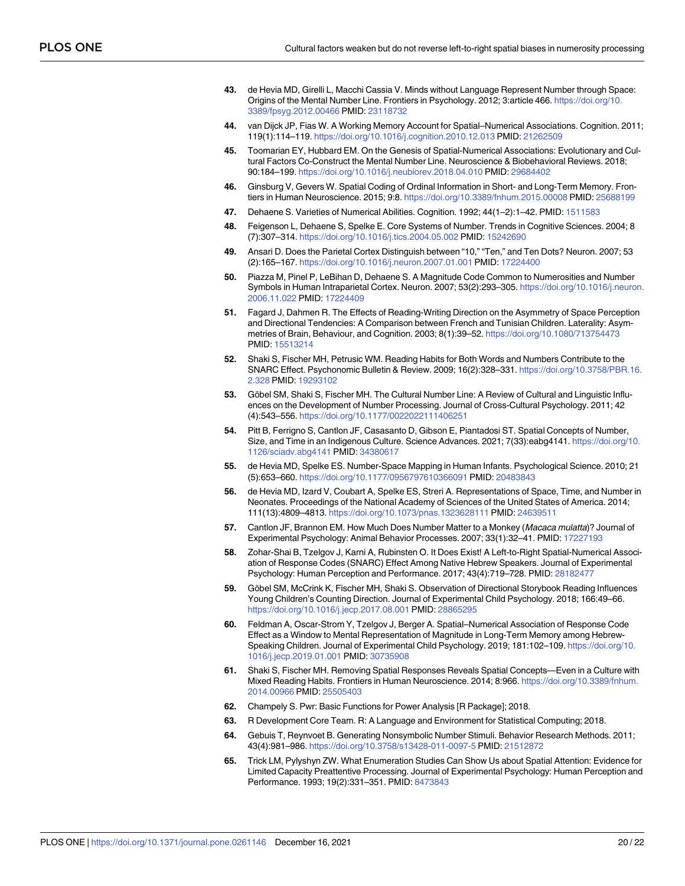43. de Hevia MD, Girelli L, Macchi Cassia V. Minds without Language Represent Number through Space: Origins of the Mental Number Line. Frontiers in Psychology. 2012; 3:article 466. https://doi.org/10.3389/fpsyg.2012.00466 PMID: 23118732

44. van Dijck JP, Fias W. A Working Memory Account for Spatial–Numerical Associations. Cognition. 2011; 119(1):114–119. https://doi.org/10.1016/j.cognition.2010.12.013 PMID: 21262509

45. Toomarian EY, Hubbard EM. On the Genesis of Spatial-Numerical Associations: Evolutionary and Cultural Factors Co-Construct the Mental Number Line. Neuroscience & Biobehavioral Reviews. 2018; 90:184–199. https://doi.org/10.1016/j.neubiorev.2018.04.010 PMID: 29684402

46. Ginsburg V, Gevers W. Spatial Coding of Ordinal Information in Short- and Long-Term Memory. Frontiers in Human Neuroscience. 2015; 9:8. https://doi.org/10.3389/fnhum.2015.00008 PMID: 25688199

47. Dehaene S. Varieties of Numerical Abilities. Cognition. 1992; 44(1–2):1–42. PMID: 1511583

48. Feigenson L, Dehaene S, Spelke E. Core Systems of Number. Trends in Cognitive Sciences. 2004; 8 (7):307–314. https://doi.org/10.1016/j.tics.2004.05.002 PMID: 15242690

49. Ansari D. Does the Parietal Cortex Distinguish between "10," "Ten," and Ten Dots? Neuron. 2007; 53 (2):165–167. https://doi.org/10.1016/j.neuron.2007.01.001 PMID: 17224400

50. Piazza M, Pinel P, LeBihan D, Dehaene S. A Magnitude Code Common to Numerosities and Number Symbols in Human Intraparietal Cortex. Neuron. 2007; 53(2):293–305. https://doi.org/10.1016/j.neuron.2006.11.022 PMID: 17224409

51. Fagard J, Dahmen R. The Effects of Reading-Writing Direction on the Asymmetry of Space Perception and Directional Tendencies: A Comparison between French and Tunisian Children. Laterality: Asymmetries of Brain, Behaviour, and Cognition. 2003; 8(1):39–52. https://doi.org/10.1080/713754473 PMID: 15513214

52. Shaki S, Fischer MH, Petrusic WM. Reading Habits for Both Words and Numbers Contribute to the SNARC Effect. Psychonomic Bulletin & Review. 2009; 16(2):328–331. https://doi.org/10.3758/PBR.16.2.328 PMID: 19293102

53. Göbel SM, Shaki S, Fischer MH. The Cultural Number Line: A Review of Cultural and Linguistic Influences on the Development of Number Processing. Journal of Cross-Cultural Psychology. 2011; 42 (4):543–556. https://doi.org/10.1177/0022022111406251

54. Pitt B, Ferrigno S, Cantlon JF, Casasanto D, Gibson E, Piantadosi ST. Spatial Concepts of Number, Size, and Time in an Indigenous Culture. Science Advances. 2021; 7(33):eabg4141. https://doi.org/10.1126/sciadv.abg4141 PMID: 34380617

55. de Hevia MD, Spelke ES. Number-Space Mapping in Human Infants. Psychological Science. 2010; 21 (5):653–660. https://doi.org/10.1177/0956797610366091 PMID: 20483843

56. de Hevia MD, Izard V, Coubart A, Spelke ES, Streri A. Representations of Space, Time, and Number in Neonates. Proceedings of the National Academy of Sciences of the United States of America. 2014; 111(13):4809–4813. https://doi.org/10.1073/pnas.1323628111 PMID: 24639511

57. Cantlon JF, Brannon EM. How Much Does Number Matter to a Monkey (*Macaca mulatta*)? Journal of Experimental Psychology: Animal Behavior Processes. 2007; 33(1):32–41. PMID: 17227193

58. Zohar-Shai B, Tzelgov J, Karni A, Rubinsten O. It Does Exist! A Left-to-Right Spatial-Numerical Association of Response Codes (SNARC) Effect Among Native Hebrew Speakers. Journal of Experimental Psychology: Human Perception and Performance. 2017; 43(4):719–728. PMID: 28182477

59. Göbel SM, McCrink K, Fischer MH, Shaki S. Observation of Directional Storybook Reading Influences Young Children's Counting Direction. Journal of Experimental Child Psychology. 2018; 166:49–66. https://doi.org/10.1016/j.jecp.2017.08.001 PMID: 28865295

60. Feldman A, Oscar-Strom Y, Tzelgov J, Berger A. Spatial–Numerical Association of Response Code Effect as a Window to Mental Representation of Magnitude in Long-Term Memory among Hebrew-Speaking Children. Journal of Experimental Child Psychology. 2019; 181:102–109. https://doi.org/10.1016/j.jecp.2019.01.001 PMID: 30735908

61. Shaki S, Fischer MH. Removing Spatial Responses Reveals Spatial Concepts—Even in a Culture with Mixed Reading Habits. Frontiers in Human Neuroscience. 2014; 8:966. https://doi.org/10.3389/fnhum.2014.00966 PMID: 25505403

62. Champely S. Pwr: Basic Functions for Power Analysis [R Package]; 2018.

63. R Development Core Team. R: A Language and Environment for Statistical Computing; 2018.

64. Gebuis T, Reynvoet B. Generating Nonsymbolic Number Stimuli. Behavior Research Methods. 2011; 43(4):981–986. https://doi.org/10.3758/s13428-011-0097-5 PMID: 21512872

65. Trick LM, Pylyshyn ZW. What Enumeration Studies Can Show Us about Spatial Attention: Evidence for Limited Capacity Preattentive Processing. Journal of Experimental Psychology: Human Perception and Performance. 1993; 19(2):331–351. PMID: 8473843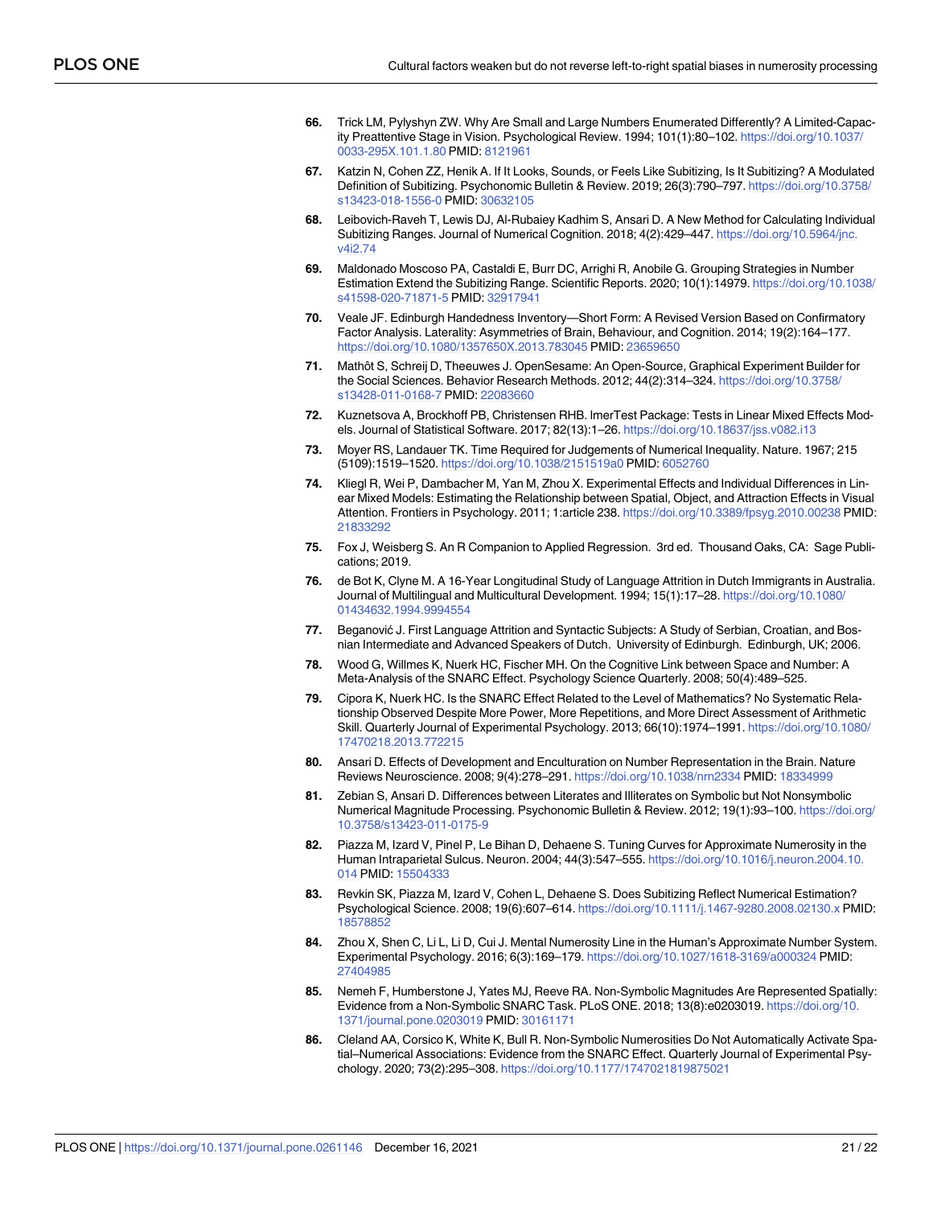66. Trick LM, Pylyshyn ZW. Why Are Small and Large Numbers Enumerated Differently? A Limited-Capacity Preattentive Stage in Vision. Psychological Review. 1994; 101(1):80–102. https://doi.org/10.1037/0033-295X.101.1.80 PMID: 8121961

67. Katzin N, Cohen ZZ, Henik A. If It Looks, Sounds, or Feels Like Subitizing, Is It Subitizing? A Modulated Definition of Subitizing. Psychonomic Bulletin & Review. 2019; 26(3):790–797. https://doi.org/10.3758/s13423-018-1556-0 PMID: 30632105

68. Leibovich-Raveh T, Lewis DJ, Al-Rubaiey Kadhim S, Ansari D. A New Method for Calculating Individual Subitizing Ranges. Journal of Numerical Cognition. 2018; 4(2):429–447. https://doi.org/10.5964/jnc.v4i2.74

69. Maldonado Moscoso PA, Castaldi E, Burr DC, Arrighi R, Anobile G. Grouping Strategies in Number Estimation Extend the Subitizing Range. Scientific Reports. 2020; 10(1):14979. https://doi.org/10.1038/s41598-020-71871-5 PMID: 32917941

70. Veale JF. Edinburgh Handedness Inventory—Short Form: A Revised Version Based on Confirmatory Factor Analysis. Laterality: Asymmetries of Brain, Behaviour, and Cognition. 2014; 19(2):164–177. https://doi.org/10.1080/1357650X.2013.783045 PMID: 23659650

71. Mathôt S, Schreij D, Theeuwes J. OpenSesame: An Open-Source, Graphical Experiment Builder for the Social Sciences. Behavior Research Methods. 2012; 44(2):314–324. https://doi.org/10.3758/s13428-011-0168-7 PMID: 22083660

72. Kuznetsova A, Brockhoff PB, Christensen RHB. lmerTest Package: Tests in Linear Mixed Effects Models. Journal of Statistical Software. 2017; 82(13):1–26. https://doi.org/10.18637/jss.v082.i13

73. Moyer RS, Landauer TK. Time Required for Judgements of Numerical Inequality. Nature. 1967; 215 (5109):1519–1520. https://doi.org/10.1038/2151519a0 PMID: 6052760

74. Kliegl R, Wei P, Dambacher M, Yan M, Zhou X. Experimental Effects and Individual Differences in Linear Mixed Models: Estimating the Relationship between Spatial, Object, and Attraction Effects in Visual Attention. Frontiers in Psychology. 2011; 1:article 238. https://doi.org/10.3389/fpsyg.2010.00238 PMID: 21833292

75. Fox J, Weisberg S. An R Companion to Applied Regression. 3rd ed. Thousand Oaks, CA: Sage Publications; 2019.

76. de Bot K, Clyne M. A 16-Year Longitudinal Study of Language Attrition in Dutch Immigrants in Australia. Journal of Multilingual and Multicultural Development. 1994; 15(1):17–28. https://doi.org/10.1080/01434632.1994.9994554

77. Beganović J. First Language Attrition and Syntactic Subjects: A Study of Serbian, Croatian, and Bosnian Intermediate and Advanced Speakers of Dutch. University of Edinburgh. Edinburgh, UK; 2006.

78. Wood G, Willmes K, Nuerk HC, Fischer MH. On the Cognitive Link between Space and Number: A Meta-Analysis of the SNARC Effect. Psychology Science Quarterly. 2008; 50(4):489–525.

79. Cipora K, Nuerk HC. Is the SNARC Effect Related to the Level of Mathematics? No Systematic Relationship Observed Despite More Power, More Repetitions, and More Direct Assessment of Arithmetic Skill. Quarterly Journal of Experimental Psychology. 2013; 66(10):1974–1991. https://doi.org/10.1080/17470218.2013.772215

80. Ansari D. Effects of Development and Enculturation on Number Representation in the Brain. Nature Reviews Neuroscience. 2008; 9(4):278–291. https://doi.org/10.1038/nrn2334 PMID: 18334999

81. Zebian S, Ansari D. Differences between Literates and Illiterates on Symbolic but Not Nonsymbolic Numerical Magnitude Processing. Psychonomic Bulletin & Review. 2012; 19(1):93–100. https://doi.org/10.3758/s13423-011-0175-9

82. Piazza M, Izard V, Pinel P, Le Bihan D, Dehaene S. Tuning Curves for Approximate Numerosity in the Human Intraparietal Sulcus. Neuron. 2004; 44(3):547–555. https://doi.org/10.1016/j.neuron.2004.10.014 PMID: 15504333

83. Revkin SK, Piazza M, Izard V, Cohen L, Dehaene S. Does Subitizing Reflect Numerical Estimation? Psychological Science. 2008; 19(6):607–614. https://doi.org/10.1111/j.1467-9280.2008.02130.x PMID: 18578852

84. Zhou X, Shen C, Li L, Li D, Cui J. Mental Numerosity Line in the Human's Approximate Number System. Experimental Psychology. 2016; 6(3):169–179. https://doi.org/10.1027/1618-3169/a000324 PMID: 27404985

85. Nemeh F, Humberstone J, Yates MJ, Reeve RA. Non-Symbolic Magnitudes Are Represented Spatially: Evidence from a Non-Symbolic SNARC Task. PLoS ONE. 2018; 13(8):e0203019. https://doi.org/10.1371/journal.pone.0203019 PMID: 30161171

86. Cleland AA, Corsico K, White K, Bull R. Non-Symbolic Numerosities Do Not Automatically Activate Spatial–Numerical Associations: Evidence from the SNARC Effect. Quarterly Journal of Experimental Psychology. 2020; 73(2):295–308. https://doi.org/10.1177/1747021819875021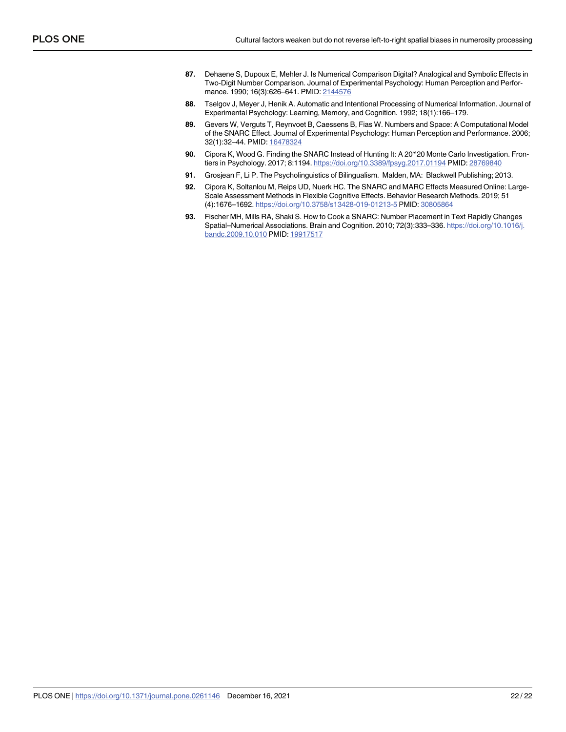87. Dehaene S, Dupoux E, Mehler J. Is Numerical Comparison Digital? Analogical and Symbolic Effects in Two-Digit Number Comparison. Journal of Experimental Psychology: Human Perception and Performance. 1990; 16(3):626–641. PMID: 2144576

88. Tselgov J, Meyer J, Henik A. Automatic and Intentional Processing of Numerical Information. Journal of Experimental Psychology: Learning, Memory, and Cognition. 1992; 18(1):166–179.

89. Gevers W, Verguts T, Reynvoet B, Caessens B, Fias W. Numbers and Space: A Computational Model of the SNARC Effect. Journal of Experimental Psychology: Human Perception and Performance. 2006; 32(1):32–44. PMID: 16478324

90. Cipora K, Wood G. Finding the SNARC Instead of Hunting It: A 20*20 Monte Carlo Investigation. Frontiers in Psychology. 2017; 8:1194. https://doi.org/10.3389/fpsyg.2017.01194 PMID: 28769840

91. Grosjean F, Li P. The Psycholinguistics of Bilingualism. Malden, MA: Blackwell Publishing; 2013.

92. Cipora K, Soltanlou M, Reips UD, Nuerk HC. The SNARC and MARC Effects Measured Online: Large-Scale Assessment Methods in Flexible Cognitive Effects. Behavior Research Methods. 2019; 51 (4):1676–1692. https://doi.org/10.3758/s13428-019-01213-5 PMID: 30805864

93. Fischer MH, Mills RA, Shaki S. How to Cook a SNARC: Number Placement in Text Rapidly Changes Spatial–Numerical Associations. Brain and Cognition. 2010; 72(3):333–336. https://doi.org/10.1016/j.bandc.2009.10.010 PMID: 19917517